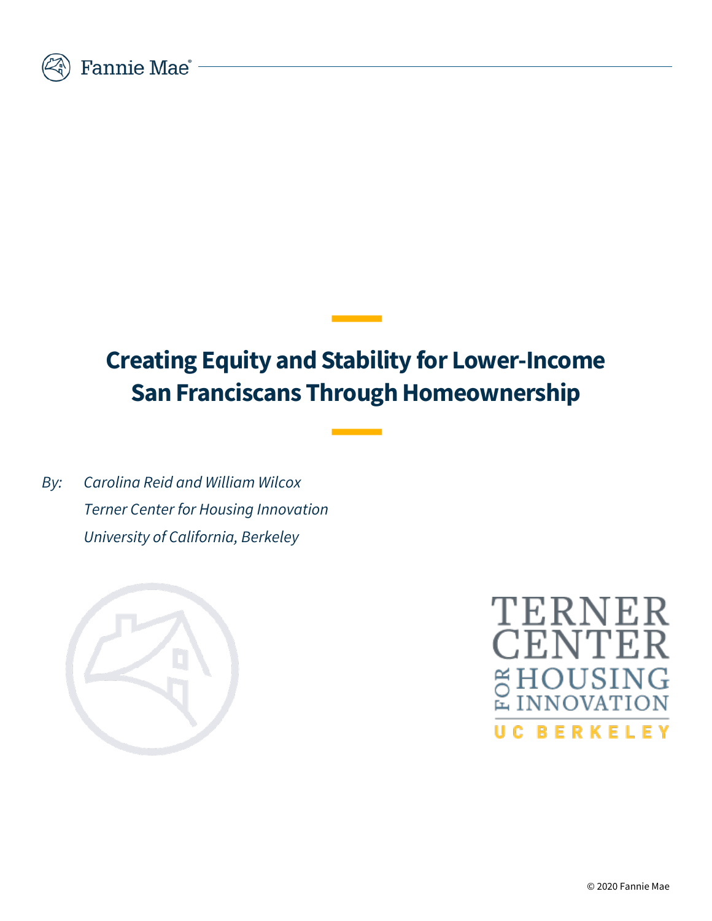# Creating Equity and Stability for Lower-Income San Franciscans Through Homeownership

*By: Carolina Reid and William Wilcox*
*Terner Center for Housing Innovation*
*University of California, Berkeley*

© 2020 Fannie Mae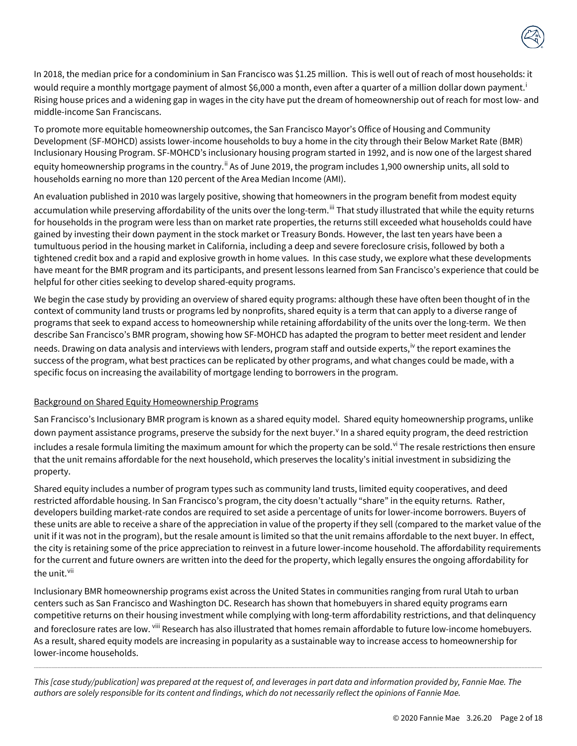In 2018, the median price for a condominium in San Francisco was $1.25 million. This is well out of reach of most households: it would require a monthly mortgage payment of almost $6,000 a month, even after a quarter of a million dollar down payment.[i] Rising house prices and a widening gap in wages in the city have put the dream of homeownership out of reach for most low- and middle-income San Franciscans.

To promote more equitable homeownership outcomes, the San Francisco Mayor's Office of Housing and Community Development (SF-MOHCD) assists lower-income households to buy a home in the city through their Below Market Rate (BMR) Inclusionary Housing Program. SF-MOHCD's inclusionary housing program started in 1992, and is now one of the largest shared equity homeownership programs in the country.[ii] As of June 2019, the program includes 1,900 ownership units, all sold to households earning no more than 120 percent of the Area Median Income (AMI).

An evaluation published in 2010 was largely positive, showing that homeowners in the program benefit from modest equity accumulation while preserving affordability of the units over the long-term.[iii] That study illustrated that while the equity returns for households in the program were less than on market rate properties, the returns still exceeded what households could have gained by investing their down payment in the stock market or Treasury Bonds. However, the last ten years have been a tumultuous period in the housing market in California, including a deep and severe foreclosure crisis, followed by both a tightened credit box and a rapid and explosive growth in home values. In this case study, we explore what these developments have meant for the BMR program and its participants, and present lessons learned from San Francisco's experience that could be helpful for other cities seeking to develop shared-equity programs.

We begin the case study by providing an overview of shared equity programs: although these have often been thought of in the context of community land trusts or programs led by nonprofits, shared equity is a term that can apply to a diverse range of programs that seek to expand access to homeownership while retaining affordability of the units over the long-term. We then describe San Francisco's BMR program, showing how SF-MOHCD has adapted the program to better meet resident and lender needs. Drawing on data analysis and interviews with lenders, program staff and outside experts,[iv] the report examines the success of the program, what best practices can be replicated by other programs, and what changes could be made, with a specific focus on increasing the availability of mortgage lending to borrowers in the program.

## Background on Shared Equity Homeownership Programs

San Francisco's Inclusionary BMR program is known as a shared equity model. Shared equity homeownership programs, unlike down payment assistance programs, preserve the subsidy for the next buyer.[v] In a shared equity program, the deed restriction includes a resale formula limiting the maximum amount for which the property can be sold.[vi] The resale restrictions then ensure that the unit remains affordable for the next household, which preserves the locality's initial investment in subsidizing the property.

Shared equity includes a number of program types such as community land trusts, limited equity cooperatives, and deed restricted affordable housing. In San Francisco's program, the city doesn't actually "share" in the equity returns. Rather, developers building market-rate condos are required to set aside a percentage of units for lower-income borrowers. Buyers of these units are able to receive a share of the appreciation in value of the property if they sell (compared to the market value of the unit if it was not in the program), but the resale amount is limited so that the unit remains affordable to the next buyer. In effect, the city is retaining some of the price appreciation to reinvest in a future lower-income household. The affordability requirements for the current and future owners are written into the deed for the property, which legally ensures the ongoing affordability for the unit.[vii]

Inclusionary BMR homeownership programs exist across the United States in communities ranging from rural Utah to urban centers such as San Francisco and Washington DC. Research has shown that homebuyers in shared equity programs earn competitive returns on their housing investment while complying with long-term affordability restrictions, and that delinquency and foreclosure rates are low.[viii] Research has also illustrated that homes remain affordable to future low-income homebuyers. As a result, shared equity models are increasing in popularity as a sustainable way to increase access to homeownership for lower-income households.

---

*This [case study/publication] was prepared at the request of, and leverages in part data and information provided by, Fannie Mae. The authors are solely responsible for its content and findings, which do not necessarily reflect the opinions of Fannie Mae.*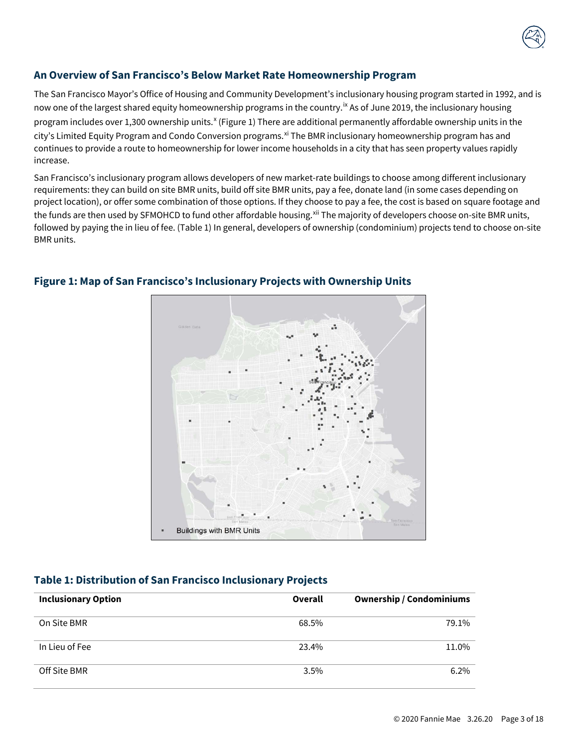## An Overview of San Francisco's Below Market Rate Homeownership Program

The San Francisco Mayor's Office of Housing and Community Development's inclusionary housing program started in 1992, and is now one of the largest shared equity homeownership programs in the country.[ix] As of June 2019, the inclusionary housing program includes over 1,300 ownership units.[x] (Figure 1) There are additional permanently affordable ownership units in the city's Limited Equity Program and Condo Conversion programs.[xi] The BMR inclusionary homeownership program has and continues to provide a route to homeownership for lower income households in a city that has seen property values rapidly increase.

San Francisco's inclusionary program allows developers of new market-rate buildings to choose among different inclusionary requirements: they can build on site BMR units, build off site BMR units, pay a fee, donate land (in some cases depending on project location), or offer some combination of those options. If they choose to pay a fee, the cost is based on square footage and the funds are then used by SFMOHCD to fund other affordable housing.[xii] The majority of developers choose on-site BMR units, followed by paying the in lieu of fee. (Table 1) In general, developers of ownership (condominium) projects tend to choose on-site BMR units.

### Figure 1: Map of San Francisco's Inclusionary Projects with Ownership Units

Buildings with BMR Units

### Table 1: Distribution of San Francisco Inclusionary Projects

| Inclusionary Option | Overall | Ownership / Condominiums |
|---|---|---|
| On Site BMR | 68.5% | 79.1% |
| In Lieu of Fee | 23.4% | 11.0% |
| Off Site BMR | 3.5% | 6.2% |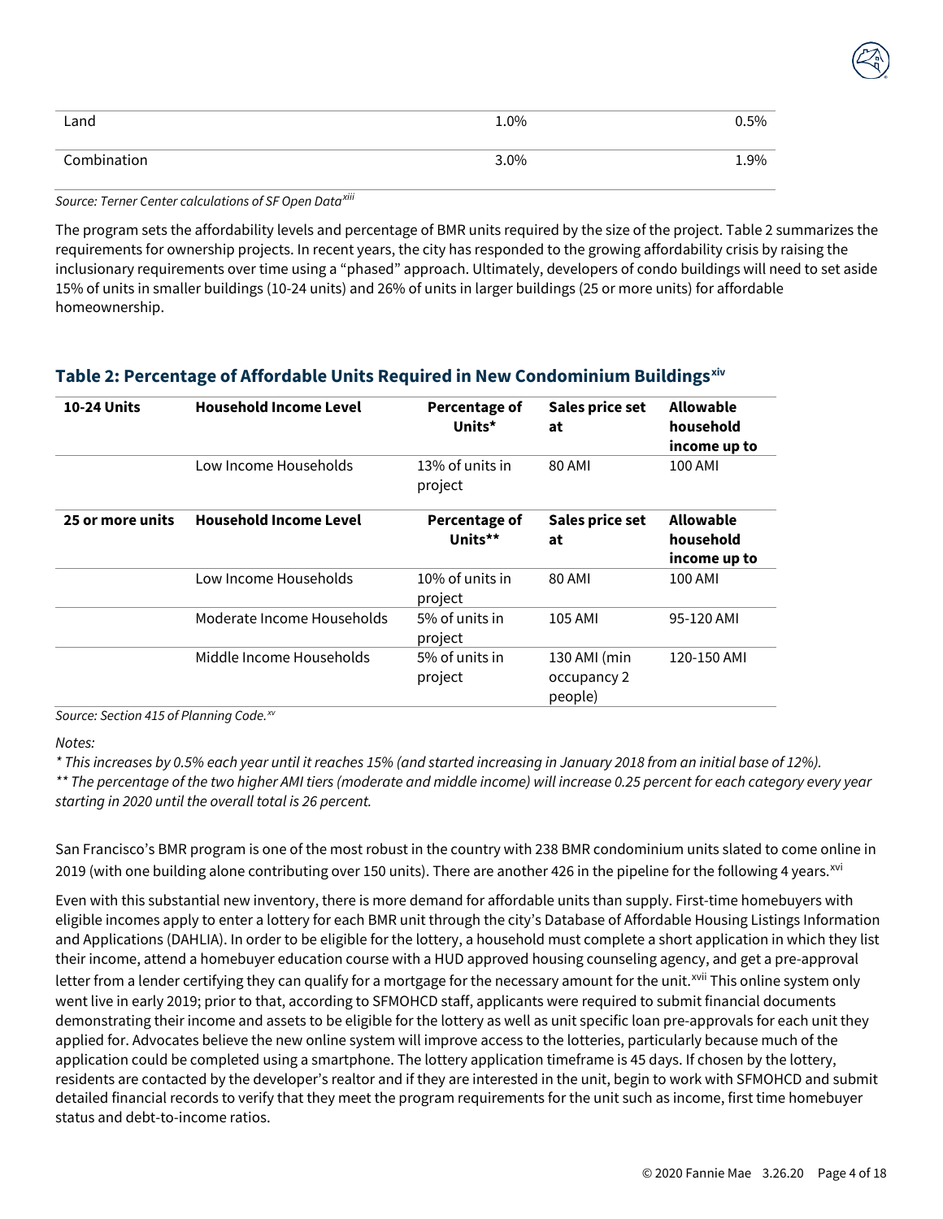| Land | 1.0% | 0.5% |
|---|---|---|
| Combination | 3.0% | 1.9% |

*Source: Terner Center calculations of SF Open Data*[xiii]

The program sets the affordability levels and percentage of BMR units required by the size of the project. Table 2 summarizes the requirements for ownership projects. In recent years, the city has responded to the growing affordability crisis by raising the inclusionary requirements over time using a "phased" approach. Ultimately, developers of condo buildings will need to set aside 15% of units in smaller buildings (10-24 units) and 26% of units in larger buildings (25 or more units) for affordable homeownership.

## Table 2: Percentage of Affordable Units Required in New Condominium Buildings[xiv]

| **10-24 Units** | **Household Income Level** | **Percentage of Units*** | **Sales price set at** | **Allowable household income up to** |
|---|---|---|---|---|
| | Low Income Households | 13% of units in project | 80 AMI | 100 AMI |
| **25 or more units** | **Household Income Level** | **Percentage of Units**** | **Sales price set at** | **Allowable household income up to** |
| | Low Income Households | 10% of units in project | 80 AMI | 100 AMI |
| | Moderate Income Households | 5% of units in project | 105 AMI | 95-120 AMI |
| | Middle Income Households | 5% of units in project | 130 AMI (min occupancy 2 people) | 120-150 AMI |

*Source: Section 415 of Planning Code.*[xv]

*Notes:*

*\* This increases by 0.5% each year until it reaches 15% (and started increasing in January 2018 from an initial base of 12%).*

*\*\* The percentage of the two higher AMI tiers (moderate and middle income) will increase 0.25 percent for each category every year starting in 2020 until the overall total is 26 percent.*

San Francisco's BMR program is one of the most robust in the country with 238 BMR condominium units slated to come online in 2019 (with one building alone contributing over 150 units). There are another 426 in the pipeline for the following 4 years.[xvi]

Even with this substantial new inventory, there is more demand for affordable units than supply. First-time homebuyers with eligible incomes apply to enter a lottery for each BMR unit through the city's Database of Affordable Housing Listings Information and Applications (DAHLIA). In order to be eligible for the lottery, a household must complete a short application in which they list their income, attend a homebuyer education course with a HUD approved housing counseling agency, and get a pre-approval letter from a lender certifying they can qualify for a mortgage for the necessary amount for the unit.[xvii] This online system only went live in early 2019; prior to that, according to SFMOHCD staff, applicants were required to submit financial documents demonstrating their income and assets to be eligible for the lottery as well as unit specific loan pre-approvals for each unit they applied for. Advocates believe the new online system will improve access to the lotteries, particularly because much of the application could be completed using a smartphone. The lottery application timeframe is 45 days. If chosen by the lottery, residents are contacted by the developer's realtor and if they are interested in the unit, begin to work with SFMOHCD and submit detailed financial records to verify that they meet the program requirements for the unit such as income, first time homebuyer status and debt-to-income ratios.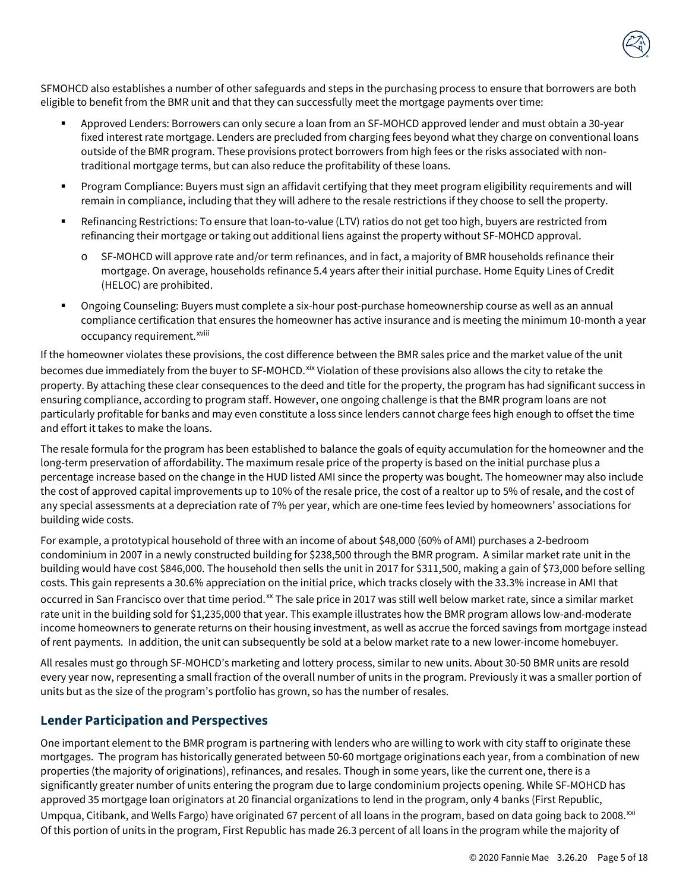SFMOHCD also establishes a number of other safeguards and steps in the purchasing process to ensure that borrowers are both eligible to benefit from the BMR unit and that they can successfully meet the mortgage payments over time:

- Approved Lenders: Borrowers can only secure a loan from an SF-MOHCD approved lender and must obtain a 30-year fixed interest rate mortgage. Lenders are precluded from charging fees beyond what they charge on conventional loans outside of the BMR program. These provisions protect borrowers from high fees or the risks associated with non-traditional mortgage terms, but can also reduce the profitability of these loans.
- Program Compliance: Buyers must sign an affidavit certifying that they meet program eligibility requirements and will remain in compliance, including that they will adhere to the resale restrictions if they choose to sell the property.
- Refinancing Restrictions: To ensure that loan-to-value (LTV) ratios do not get too high, buyers are restricted from refinancing their mortgage or taking out additional liens against the property without SF-MOHCD approval.
  - SF-MOHCD will approve rate and/or term refinances, and in fact, a majority of BMR households refinance their mortgage. On average, households refinance 5.4 years after their initial purchase. Home Equity Lines of Credit (HELOC) are prohibited.
- Ongoing Counseling: Buyers must complete a six-hour post-purchase homeownership course as well as an annual compliance certification that ensures the homeowner has active insurance and is meeting the minimum 10-month a year occupancy requirement.[xviii]

If the homeowner violates these provisions, the cost difference between the BMR sales price and the market value of the unit becomes due immediately from the buyer to SF-MOHCD.[xix] Violation of these provisions also allows the city to retake the property. By attaching these clear consequences to the deed and title for the property, the program has had significant success in ensuring compliance, according to program staff. However, one ongoing challenge is that the BMR program loans are not particularly profitable for banks and may even constitute a loss since lenders cannot charge fees high enough to offset the time and effort it takes to make the loans.

The resale formula for the program has been established to balance the goals of equity accumulation for the homeowner and the long-term preservation of affordability. The maximum resale price of the property is based on the initial purchase plus a percentage increase based on the change in the HUD listed AMI since the property was bought. The homeowner may also include the cost of approved capital improvements up to 10% of the resale price, the cost of a realtor up to 5% of resale, and the cost of any special assessments at a depreciation rate of 7% per year, which are one-time fees levied by homeowners' associations for building wide costs.

For example, a prototypical household of three with an income of about $48,000 (60% of AMI) purchases a 2-bedroom condominium in 2007 in a newly constructed building for $238,500 through the BMR program. A similar market rate unit in the building would have cost $846,000. The household then sells the unit in 2017 for $311,500, making a gain of $73,000 before selling costs. This gain represents a 30.6% appreciation on the initial price, which tracks closely with the 33.3% increase in AMI that occurred in San Francisco over that time period.[xx] The sale price in 2017 was still well below market rate, since a similar market rate unit in the building sold for $1,235,000 that year. This example illustrates how the BMR program allows low-and-moderate income homeowners to generate returns on their housing investment, as well as accrue the forced savings from mortgage instead of rent payments. In addition, the unit can subsequently be sold at a below market rate to a new lower-income homebuyer.

All resales must go through SF-MOHCD's marketing and lottery process, similar to new units. About 30-50 BMR units are resold every year now, representing a small fraction of the overall number of units in the program. Previously it was a smaller portion of units but as the size of the program's portfolio has grown, so has the number of resales.

## Lender Participation and Perspectives

One important element to the BMR program is partnering with lenders who are willing to work with city staff to originate these mortgages. The program has historically generated between 50-60 mortgage originations each year, from a combination of new properties (the majority of originations), refinances, and resales. Though in some years, like the current one, there is a significantly greater number of units entering the program due to large condominium projects opening. While SF-MOHCD has approved 35 mortgage loan originators at 20 financial organizations to lend in the program, only 4 banks (First Republic, Umpqua, Citibank, and Wells Fargo) have originated 67 percent of all loans in the program, based on data going back to 2008.[xxi] Of this portion of units in the program, First Republic has made 26.3 percent of all loans in the program while the majority of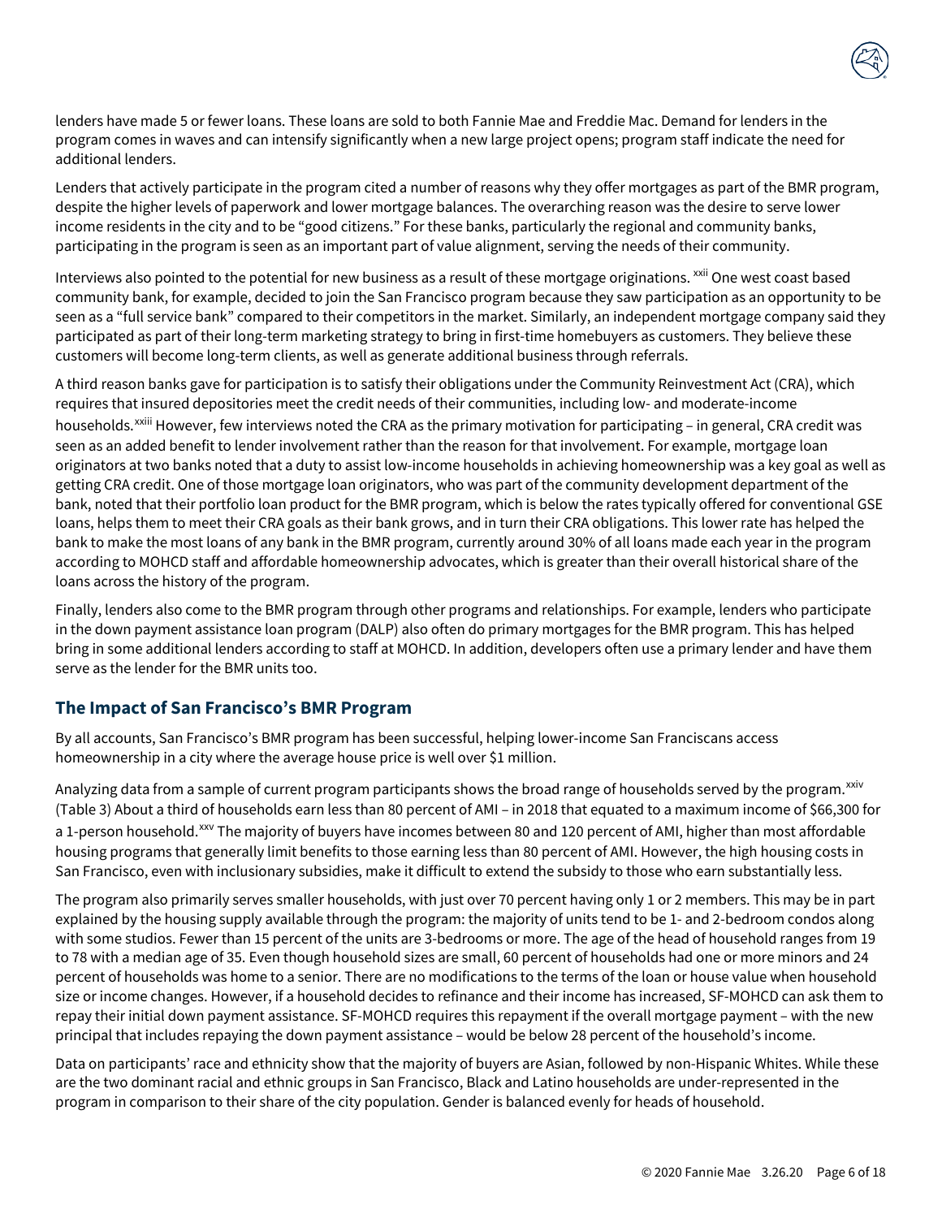lenders have made 5 or fewer loans. These loans are sold to both Fannie Mae and Freddie Mac. Demand for lenders in the program comes in waves and can intensify significantly when a new large project opens; program staff indicate the need for additional lenders.

Lenders that actively participate in the program cited a number of reasons why they offer mortgages as part of the BMR program, despite the higher levels of paperwork and lower mortgage balances. The overarching reason was the desire to serve lower income residents in the city and to be "good citizens." For these banks, particularly the regional and community banks, participating in the program is seen as an important part of value alignment, serving the needs of their community.

Interviews also pointed to the potential for new business as a result of these mortgage originations. [xxii] One west coast based community bank, for example, decided to join the San Francisco program because they saw participation as an opportunity to be seen as a "full service bank" compared to their competitors in the market. Similarly, an independent mortgage company said they participated as part of their long-term marketing strategy to bring in first-time homebuyers as customers. They believe these customers will become long-term clients, as well as generate additional business through referrals.

A third reason banks gave for participation is to satisfy their obligations under the Community Reinvestment Act (CRA), which requires that insured depositories meet the credit needs of their communities, including low- and moderate-income households.[xxiii] However, few interviews noted the CRA as the primary motivation for participating – in general, CRA credit was seen as an added benefit to lender involvement rather than the reason for that involvement. For example, mortgage loan originators at two banks noted that a duty to assist low-income households in achieving homeownership was a key goal as well as getting CRA credit. One of those mortgage loan originators, who was part of the community development department of the bank, noted that their portfolio loan product for the BMR program, which is below the rates typically offered for conventional GSE loans, helps them to meet their CRA goals as their bank grows, and in turn their CRA obligations. This lower rate has helped the bank to make the most loans of any bank in the BMR program, currently around 30% of all loans made each year in the program according to MOHCD staff and affordable homeownership advocates, which is greater than their overall historical share of the loans across the history of the program.

Finally, lenders also come to the BMR program through other programs and relationships. For example, lenders who participate in the down payment assistance loan program (DALP) also often do primary mortgages for the BMR program. This has helped bring in some additional lenders according to staff at MOHCD. In addition, developers often use a primary lender and have them serve as the lender for the BMR units too.

## The Impact of San Francisco's BMR Program

By all accounts, San Francisco's BMR program has been successful, helping lower-income San Franciscans access homeownership in a city where the average house price is well over $1 million.

Analyzing data from a sample of current program participants shows the broad range of households served by the program.[xxiv] (Table 3) About a third of households earn less than 80 percent of AMI – in 2018 that equated to a maximum income of $66,300 for a 1-person household.[xxv] The majority of buyers have incomes between 80 and 120 percent of AMI, higher than most affordable housing programs that generally limit benefits to those earning less than 80 percent of AMI. However, the high housing costs in San Francisco, even with inclusionary subsidies, make it difficult to extend the subsidy to those who earn substantially less.

The program also primarily serves smaller households, with just over 70 percent having only 1 or 2 members. This may be in part explained by the housing supply available through the program: the majority of units tend to be 1- and 2-bedroom condos along with some studios. Fewer than 15 percent of the units are 3-bedrooms or more. The age of the head of household ranges from 19 to 78 with a median age of 35. Even though household sizes are small, 60 percent of households had one or more minors and 24 percent of households was home to a senior. There are no modifications to the terms of the loan or house value when household size or income changes. However, if a household decides to refinance and their income has increased, SF-MOHCD can ask them to repay their initial down payment assistance. SF-MOHCD requires this repayment if the overall mortgage payment – with the new principal that includes repaying the down payment assistance – would be below 28 percent of the household's income.

Data on participants' race and ethnicity show that the majority of buyers are Asian, followed by non-Hispanic Whites. While these are the two dominant racial and ethnic groups in San Francisco, Black and Latino households are under-represented in the program in comparison to their share of the city population. Gender is balanced evenly for heads of household.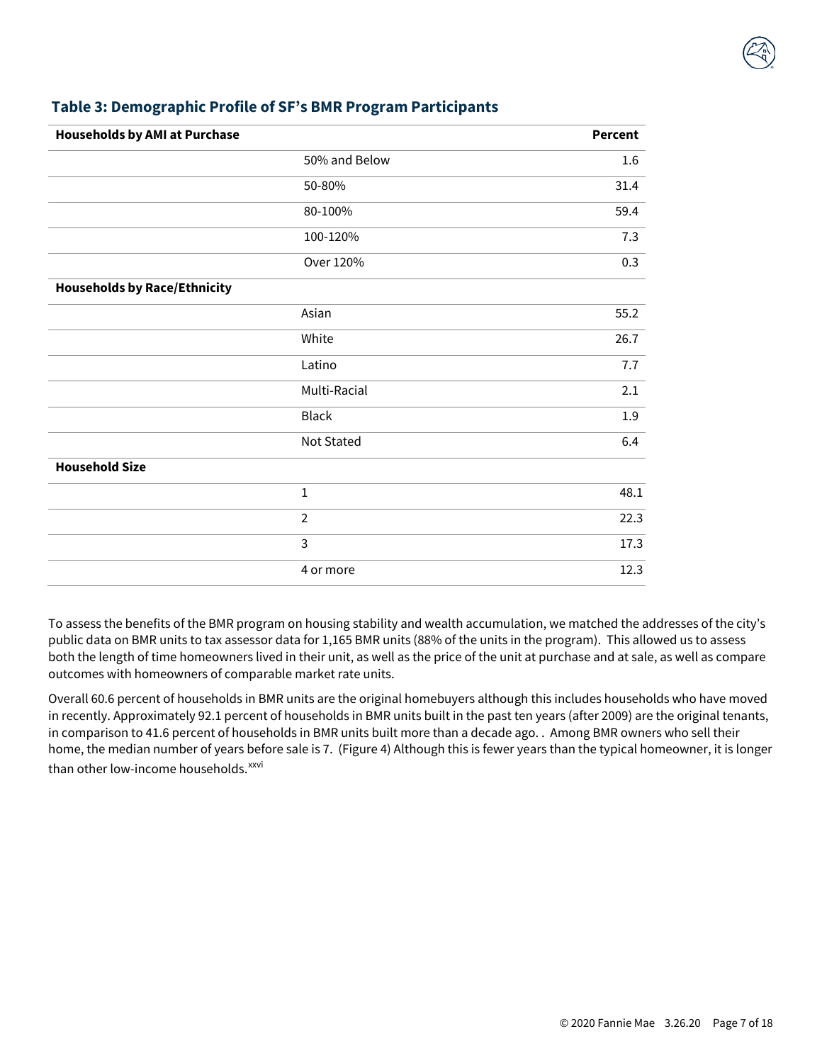### Table 3: Demographic Profile of SF's BMR Program Participants

| Households by AMI at Purchase | | Percent |
|---|---|---|
| | 50% and Below | 1.6 |
| | 50-80% | 31.4 |
| | 80-100% | 59.4 |
| | 100-120% | 7.3 |
| | Over 120% | 0.3 |
| **Households by Race/Ethnicity** | | |
| | Asian | 55.2 |
| | White | 26.7 |
| | Latino | 7.7 |
| | Multi-Racial | 2.1 |
| | Black | 1.9 |
| | Not Stated | 6.4 |
| **Household Size** | | |
| | 1 | 48.1 |
| | 2 | 22.3 |
| | 3 | 17.3 |
| | 4 or more | 12.3 |

To assess the benefits of the BMR program on housing stability and wealth accumulation, we matched the addresses of the city's public data on BMR units to tax assessor data for 1,165 BMR units (88% of the units in the program). This allowed us to assess both the length of time homeowners lived in their unit, as well as the price of the unit at purchase and at sale, as well as compare outcomes with homeowners of comparable market rate units.

Overall 60.6 percent of households in BMR units are the original homebuyers although this includes households who have moved in recently. Approximately 92.1 percent of households in BMR units built in the past ten years (after 2009) are the original tenants, in comparison to 41.6 percent of households in BMR units built more than a decade ago. . Among BMR owners who sell their home, the median number of years before sale is 7. (Figure 4) Although this is fewer years than the typical homeowner, it is longer than other low-income households.[xxvi]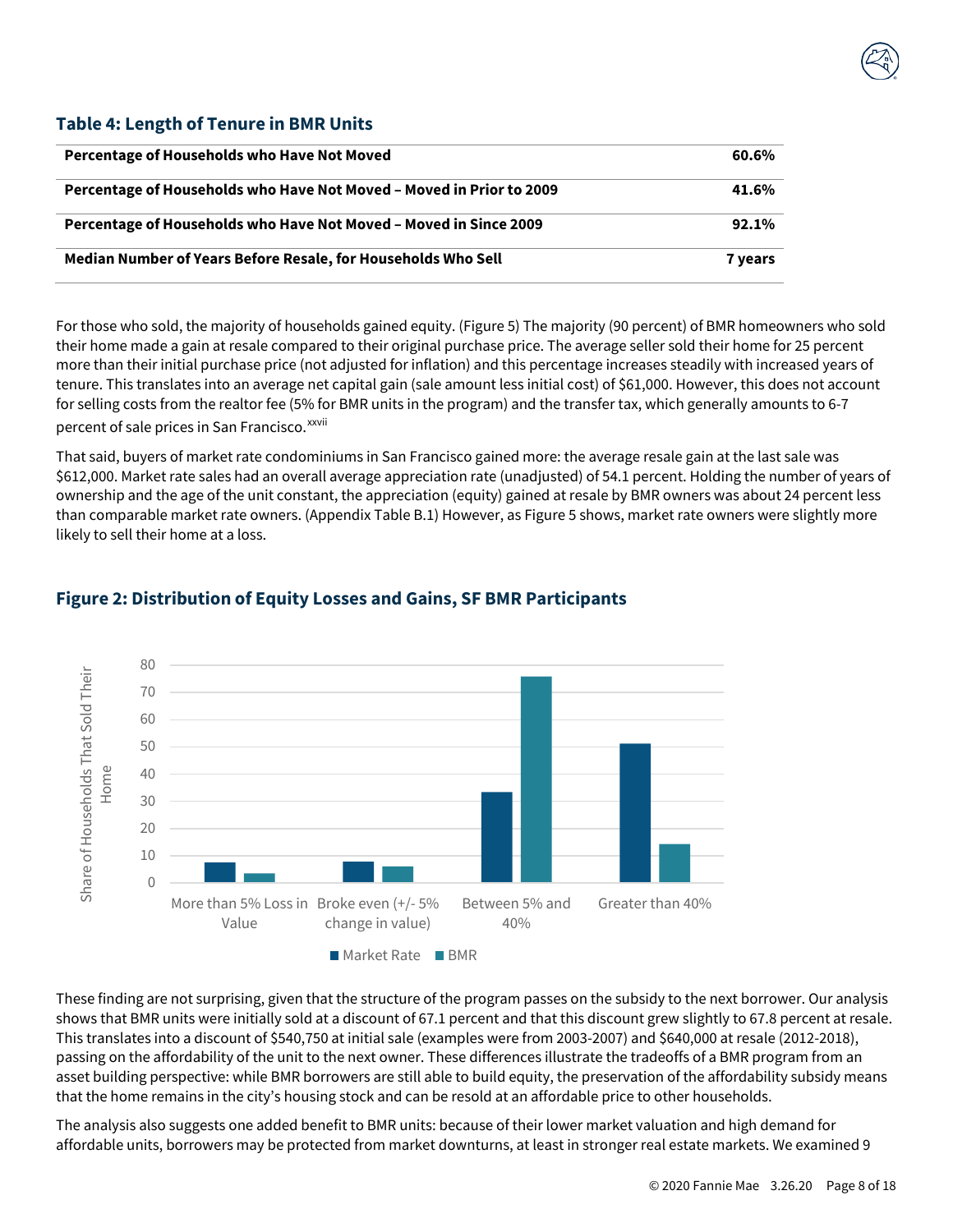### Table 4: Length of Tenure in BMR Units

| | |
|---|---|
| **Percentage of Households who Have Not Moved** | **60.6%** |
| **Percentage of Households who Have Not Moved – Moved in Prior to 2009** | **41.6%** |
| **Percentage of Households who Have Not Moved – Moved in Since 2009** | **92.1%** |
| **Median Number of Years Before Resale, for Households Who Sell** | **7 years** |

For those who sold, the majority of households gained equity. (Figure 5) The majority (90 percent) of BMR homeowners who sold their home made a gain at resale compared to their original purchase price. The average seller sold their home for 25 percent more than their initial purchase price (not adjusted for inflation) and this percentage increases steadily with increased years of tenure. This translates into an average net capital gain (sale amount less initial cost) of $61,000. However, this does not account for selling costs from the realtor fee (5% for BMR units in the program) and the transfer tax, which generally amounts to 6-7 percent of sale prices in San Francisco.[xxvii]

That said, buyers of market rate condominiums in San Francisco gained more: the average resale gain at the last sale was $612,000. Market rate sales had an overall average appreciation rate (unadjusted) of 54.1 percent. Holding the number of years of ownership and the age of the unit constant, the appreciation (equity) gained at resale by BMR owners was about 24 percent less than comparable market rate owners. (Appendix Table B.1) However, as Figure 5 shows, market rate owners were slightly more likely to sell their home at a loss.

### Figure 2: Distribution of Equity Losses and Gains, SF BMR Participants

These finding are not surprising, given that the structure of the program passes on the subsidy to the next borrower. Our analysis shows that BMR units were initially sold at a discount of 67.1 percent and that this discount grew slightly to 67.8 percent at resale. This translates into a discount of $540,750 at initial sale (examples were from 2003-2007) and $640,000 at resale (2012-2018), passing on the affordability of the unit to the next owner. These differences illustrate the tradeoffs of a BMR program from an asset building perspective: while BMR borrowers are still able to build equity, the preservation of the affordability subsidy means that the home remains in the city's housing stock and can be resold at an affordable price to other households.

The analysis also suggests one added benefit to BMR units: because of their lower market valuation and high demand for affordable units, borrowers may be protected from market downturns, at least in stronger real estate markets. We examined 9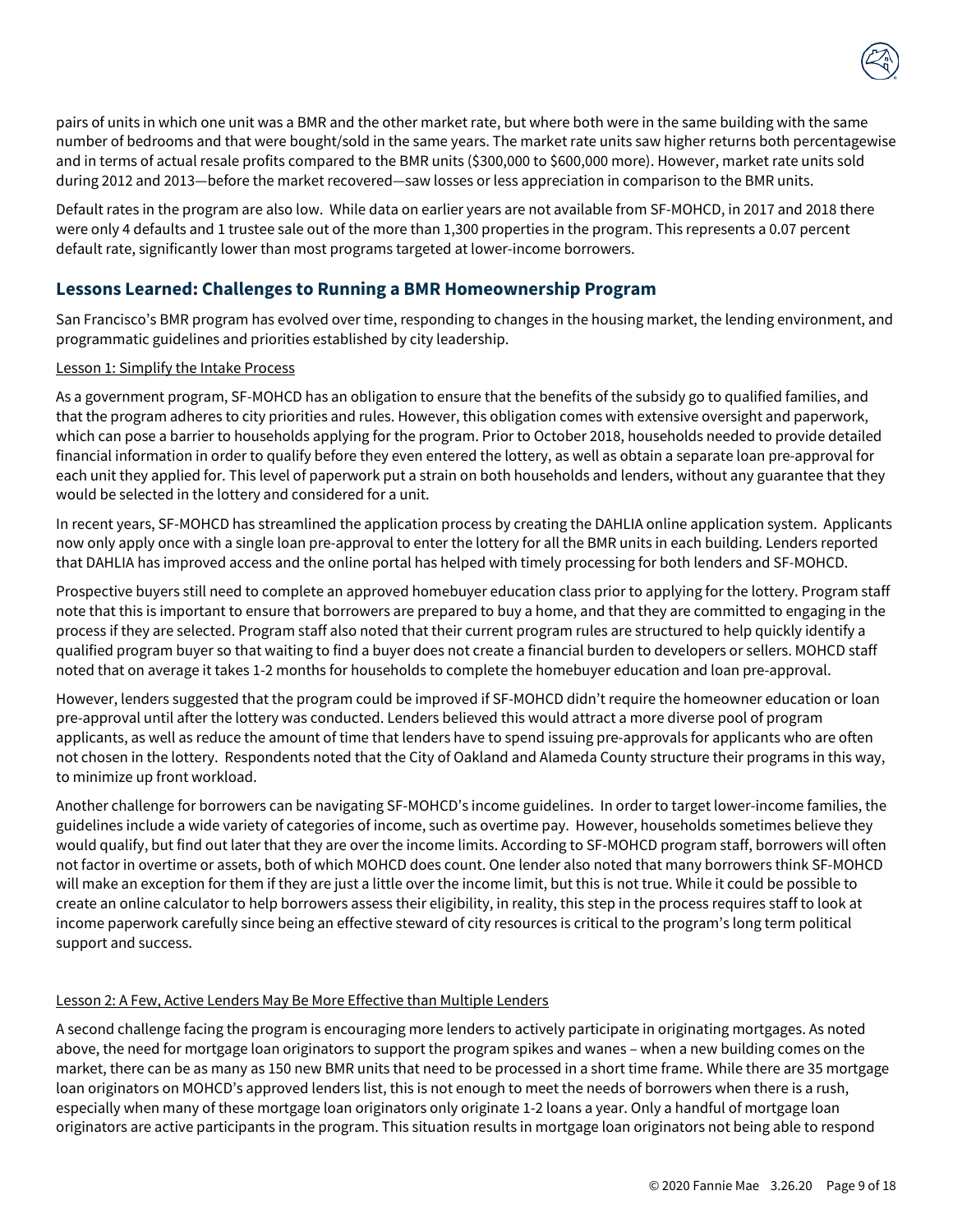pairs of units in which one unit was a BMR and the other market rate, but where both were in the same building with the same number of bedrooms and that were bought/sold in the same years. The market rate units saw higher returns both percentagewise and in terms of actual resale profits compared to the BMR units ($300,000 to $600,000 more). However, market rate units sold during 2012 and 2013—before the market recovered—saw losses or less appreciation in comparison to the BMR units.

Default rates in the program are also low. While data on earlier years are not available from SF-MOHCD, in 2017 and 2018 there were only 4 defaults and 1 trustee sale out of the more than 1,300 properties in the program. This represents a 0.07 percent default rate, significantly lower than most programs targeted at lower-income borrowers.

## Lessons Learned: Challenges to Running a BMR Homeownership Program

San Francisco's BMR program has evolved over time, responding to changes in the housing market, the lending environment, and programmatic guidelines and priorities established by city leadership.

### Lesson 1: Simplify the Intake Process

As a government program, SF-MOHCD has an obligation to ensure that the benefits of the subsidy go to qualified families, and that the program adheres to city priorities and rules. However, this obligation comes with extensive oversight and paperwork, which can pose a barrier to households applying for the program. Prior to October 2018, households needed to provide detailed financial information in order to qualify before they even entered the lottery, as well as obtain a separate loan pre-approval for each unit they applied for. This level of paperwork put a strain on both households and lenders, without any guarantee that they would be selected in the lottery and considered for a unit.

In recent years, SF-MOHCD has streamlined the application process by creating the DAHLIA online application system. Applicants now only apply once with a single loan pre-approval to enter the lottery for all the BMR units in each building. Lenders reported that DAHLIA has improved access and the online portal has helped with timely processing for both lenders and SF-MOHCD.

Prospective buyers still need to complete an approved homebuyer education class prior to applying for the lottery. Program staff note that this is important to ensure that borrowers are prepared to buy a home, and that they are committed to engaging in the process if they are selected. Program staff also noted that their current program rules are structured to help quickly identify a qualified program buyer so that waiting to find a buyer does not create a financial burden to developers or sellers. MOHCD staff noted that on average it takes 1-2 months for households to complete the homebuyer education and loan pre-approval.

However, lenders suggested that the program could be improved if SF-MOHCD didn't require the homeowner education or loan pre-approval until after the lottery was conducted. Lenders believed this would attract a more diverse pool of program applicants, as well as reduce the amount of time that lenders have to spend issuing pre-approvals for applicants who are often not chosen in the lottery. Respondents noted that the City of Oakland and Alameda County structure their programs in this way, to minimize up front workload.

Another challenge for borrowers can be navigating SF-MOHCD's income guidelines. In order to target lower-income families, the guidelines include a wide variety of categories of income, such as overtime pay. However, households sometimes believe they would qualify, but find out later that they are over the income limits. According to SF-MOHCD program staff, borrowers will often not factor in overtime or assets, both of which MOHCD does count. One lender also noted that many borrowers think SF-MOHCD will make an exception for them if they are just a little over the income limit, but this is not true. While it could be possible to create an online calculator to help borrowers assess their eligibility, in reality, this step in the process requires staff to look at income paperwork carefully since being an effective steward of city resources is critical to the program's long term political support and success.

### Lesson 2: A Few, Active Lenders May Be More Effective than Multiple Lenders

A second challenge facing the program is encouraging more lenders to actively participate in originating mortgages. As noted above, the need for mortgage loan originators to support the program spikes and wanes – when a new building comes on the market, there can be as many as 150 new BMR units that need to be processed in a short time frame. While there are 35 mortgage loan originators on MOHCD's approved lenders list, this is not enough to meet the needs of borrowers when there is a rush, especially when many of these mortgage loan originators only originate 1-2 loans a year. Only a handful of mortgage loan originators are active participants in the program. This situation results in mortgage loan originators not being able to respond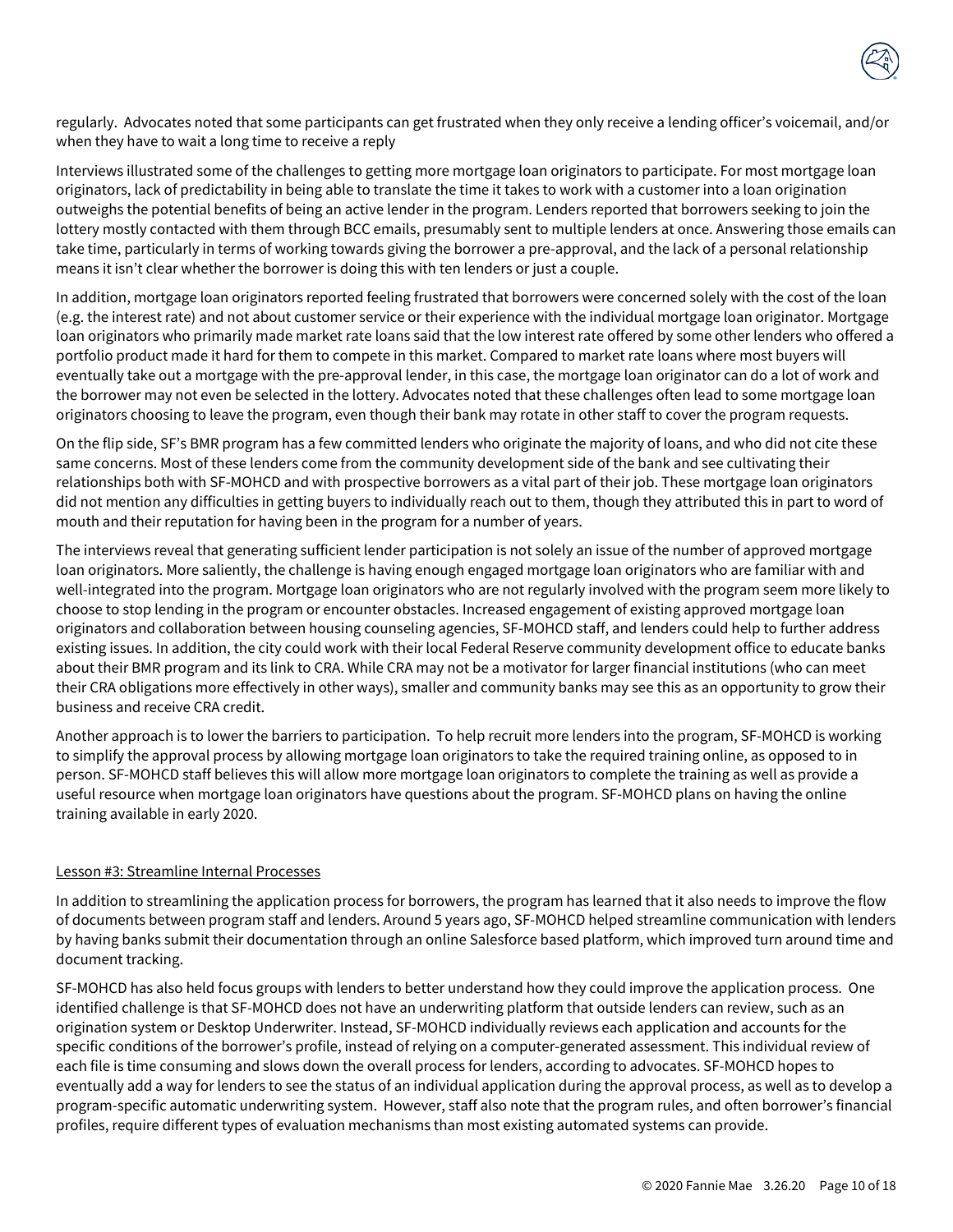regularly. Advocates noted that some participants can get frustrated when they only receive a lending officer's voicemail, and/or when they have to wait a long time to receive a reply

Interviews illustrated some of the challenges to getting more mortgage loan originators to participate. For most mortgage loan originators, lack of predictability in being able to translate the time it takes to work with a customer into a loan origination outweighs the potential benefits of being an active lender in the program. Lenders reported that borrowers seeking to join the lottery mostly contacted with them through BCC emails, presumably sent to multiple lenders at once. Answering those emails can take time, particularly in terms of working towards giving the borrower a pre-approval, and the lack of a personal relationship means it isn't clear whether the borrower is doing this with ten lenders or just a couple.

In addition, mortgage loan originators reported feeling frustrated that borrowers were concerned solely with the cost of the loan (e.g. the interest rate) and not about customer service or their experience with the individual mortgage loan originator. Mortgage loan originators who primarily made market rate loans said that the low interest rate offered by some other lenders who offered a portfolio product made it hard for them to compete in this market. Compared to market rate loans where most buyers will eventually take out a mortgage with the pre-approval lender, in this case, the mortgage loan originator can do a lot of work and the borrower may not even be selected in the lottery. Advocates noted that these challenges often lead to some mortgage loan originators choosing to leave the program, even though their bank may rotate in other staff to cover the program requests.

On the flip side, SF's BMR program has a few committed lenders who originate the majority of loans, and who did not cite these same concerns. Most of these lenders come from the community development side of the bank and see cultivating their relationships both with SF-MOHCD and with prospective borrowers as a vital part of their job. These mortgage loan originators did not mention any difficulties in getting buyers to individually reach out to them, though they attributed this in part to word of mouth and their reputation for having been in the program for a number of years.

The interviews reveal that generating sufficient lender participation is not solely an issue of the number of approved mortgage loan originators. More saliently, the challenge is having enough engaged mortgage loan originators who are familiar with and well-integrated into the program. Mortgage loan originators who are not regularly involved with the program seem more likely to choose to stop lending in the program or encounter obstacles. Increased engagement of existing approved mortgage loan originators and collaboration between housing counseling agencies, SF-MOHCD staff, and lenders could help to further address existing issues. In addition, the city could work with their local Federal Reserve community development office to educate banks about their BMR program and its link to CRA. While CRA may not be a motivator for larger financial institutions (who can meet their CRA obligations more effectively in other ways), smaller and community banks may see this as an opportunity to grow their business and receive CRA credit.

Another approach is to lower the barriers to participation. To help recruit more lenders into the program, SF-MOHCD is working to simplify the approval process by allowing mortgage loan originators to take the required training online, as opposed to in person. SF-MOHCD staff believes this will allow more mortgage loan originators to complete the training as well as provide a useful resource when mortgage loan originators have questions about the program. SF-MOHCD plans on having the online training available in early 2020.

## Lesson #3: Streamline Internal Processes

In addition to streamlining the application process for borrowers, the program has learned that it also needs to improve the flow of documents between program staff and lenders. Around 5 years ago, SF-MOHCD helped streamline communication with lenders by having banks submit their documentation through an online Salesforce based platform, which improved turn around time and document tracking.

SF-MOHCD has also held focus groups with lenders to better understand how they could improve the application process. One identified challenge is that SF-MOHCD does not have an underwriting platform that outside lenders can review, such as an origination system or Desktop Underwriter. Instead, SF-MOHCD individually reviews each application and accounts for the specific conditions of the borrower's profile, instead of relying on a computer-generated assessment. This individual review of each file is time consuming and slows down the overall process for lenders, according to advocates. SF-MOHCD hopes to eventually add a way for lenders to see the status of an individual application during the approval process, as well as to develop a program-specific automatic underwriting system. However, staff also note that the program rules, and often borrower's financial profiles, require different types of evaluation mechanisms than most existing automated systems can provide.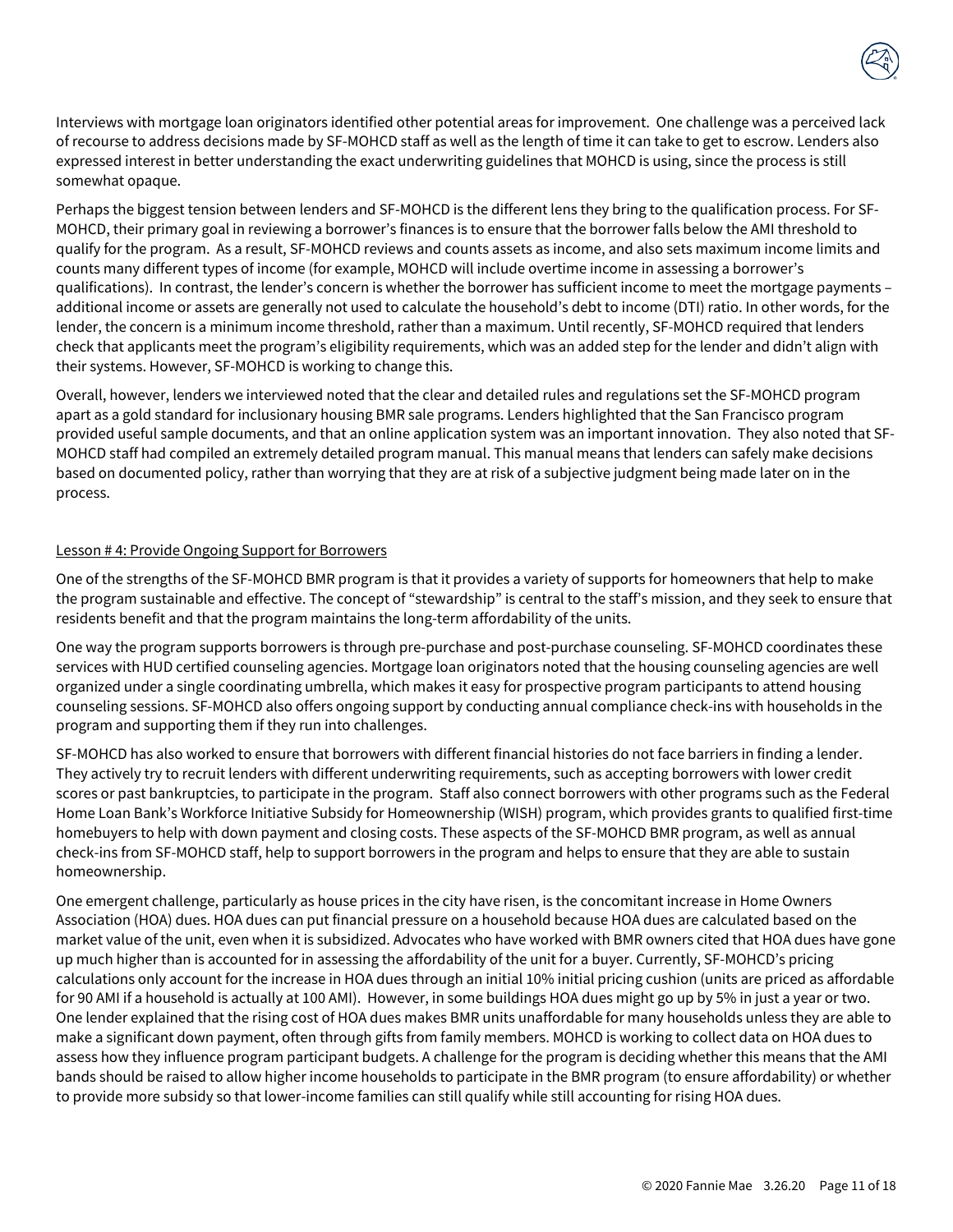Interviews with mortgage loan originators identified other potential areas for improvement. One challenge was a perceived lack of recourse to address decisions made by SF-MOHCD staff as well as the length of time it can take to get to escrow. Lenders also expressed interest in better understanding the exact underwriting guidelines that MOHCD is using, since the process is still somewhat opaque.

Perhaps the biggest tension between lenders and SF-MOHCD is the different lens they bring to the qualification process. For SF-MOHCD, their primary goal in reviewing a borrower's finances is to ensure that the borrower falls below the AMI threshold to qualify for the program. As a result, SF-MOHCD reviews and counts assets as income, and also sets maximum income limits and counts many different types of income (for example, MOHCD will include overtime income in assessing a borrower's qualifications). In contrast, the lender's concern is whether the borrower has sufficient income to meet the mortgage payments – additional income or assets are generally not used to calculate the household's debt to income (DTI) ratio. In other words, for the lender, the concern is a minimum income threshold, rather than a maximum. Until recently, SF-MOHCD required that lenders check that applicants meet the program's eligibility requirements, which was an added step for the lender and didn't align with their systems. However, SF-MOHCD is working to change this.

Overall, however, lenders we interviewed noted that the clear and detailed rules and regulations set the SF-MOHCD program apart as a gold standard for inclusionary housing BMR sale programs. Lenders highlighted that the San Francisco program provided useful sample documents, and that an online application system was an important innovation. They also noted that SF-MOHCD staff had compiled an extremely detailed program manual. This manual means that lenders can safely make decisions based on documented policy, rather than worrying that they are at risk of a subjective judgment being made later on in the process.

<u>Lesson # 4: Provide Ongoing Support for Borrowers</u>

One of the strengths of the SF-MOHCD BMR program is that it provides a variety of supports for homeowners that help to make the program sustainable and effective. The concept of "stewardship" is central to the staff's mission, and they seek to ensure that residents benefit and that the program maintains the long-term affordability of the units.

One way the program supports borrowers is through pre-purchase and post-purchase counseling. SF-MOHCD coordinates these services with HUD certified counseling agencies. Mortgage loan originators noted that the housing counseling agencies are well organized under a single coordinating umbrella, which makes it easy for prospective program participants to attend housing counseling sessions. SF-MOHCD also offers ongoing support by conducting annual compliance check-ins with households in the program and supporting them if they run into challenges.

SF-MOHCD has also worked to ensure that borrowers with different financial histories do not face barriers in finding a lender. They actively try to recruit lenders with different underwriting requirements, such as accepting borrowers with lower credit scores or past bankruptcies, to participate in the program. Staff also connect borrowers with other programs such as the Federal Home Loan Bank's Workforce Initiative Subsidy for Homeownership (WISH) program, which provides grants to qualified first-time homebuyers to help with down payment and closing costs. These aspects of the SF-MOHCD BMR program, as well as annual check-ins from SF-MOHCD staff, help to support borrowers in the program and helps to ensure that they are able to sustain homeownership.

One emergent challenge, particularly as house prices in the city have risen, is the concomitant increase in Home Owners Association (HOA) dues. HOA dues can put financial pressure on a household because HOA dues are calculated based on the market value of the unit, even when it is subsidized. Advocates who have worked with BMR owners cited that HOA dues have gone up much higher than is accounted for in assessing the affordability of the unit for a buyer. Currently, SF-MOHCD's pricing calculations only account for the increase in HOA dues through an initial 10% initial pricing cushion (units are priced as affordable for 90 AMI if a household is actually at 100 AMI). However, in some buildings HOA dues might go up by 5% in just a year or two. One lender explained that the rising cost of HOA dues makes BMR units unaffordable for many households unless they are able to make a significant down payment, often through gifts from family members. MOHCD is working to collect data on HOA dues to assess how they influence program participant budgets. A challenge for the program is deciding whether this means that the AMI bands should be raised to allow higher income households to participate in the BMR program (to ensure affordability) or whether to provide more subsidy so that lower-income families can still qualify while still accounting for rising HOA dues.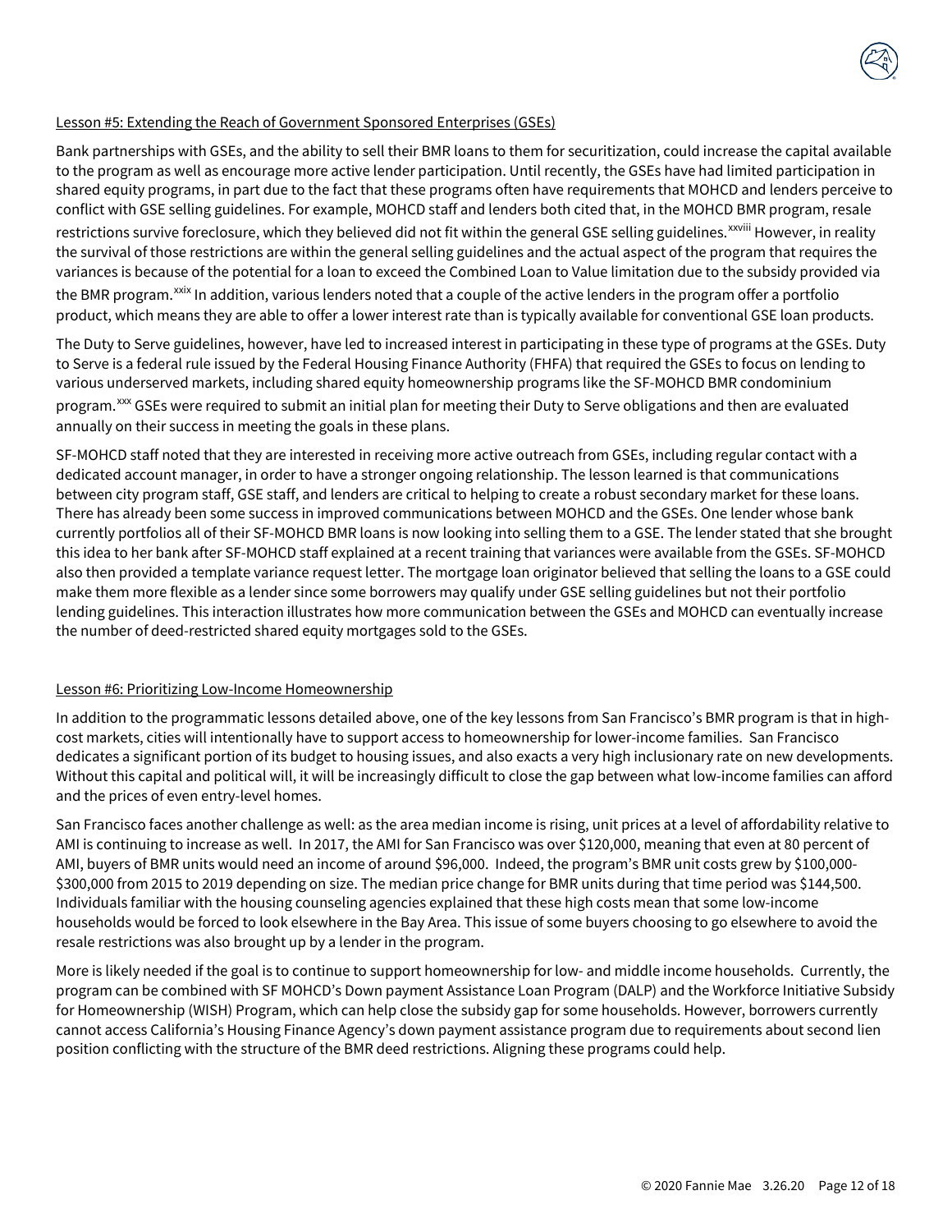Lesson #5: Extending the Reach of Government Sponsored Enterprises (GSEs)

Bank partnerships with GSEs, and the ability to sell their BMR loans to them for securitization, could increase the capital available to the program as well as encourage more active lender participation. Until recently, the GSEs have had limited participation in shared equity programs, in part due to the fact that these programs often have requirements that MOHCD and lenders perceive to conflict with GSE selling guidelines. For example, MOHCD staff and lenders both cited that, in the MOHCD BMR program, resale restrictions survive foreclosure, which they believed did not fit within the general GSE selling guidelines.[xxviii] However, in reality the survival of those restrictions are within the general selling guidelines and the actual aspect of the program that requires the variances is because of the potential for a loan to exceed the Combined Loan to Value limitation due to the subsidy provided via the BMR program.[xxix] In addition, various lenders noted that a couple of the active lenders in the program offer a portfolio product, which means they are able to offer a lower interest rate than is typically available for conventional GSE loan products.

The Duty to Serve guidelines, however, have led to increased interest in participating in these type of programs at the GSEs. Duty to Serve is a federal rule issued by the Federal Housing Finance Authority (FHFA) that required the GSEs to focus on lending to various underserved markets, including shared equity homeownership programs like the SF-MOHCD BMR condominium program.[xxx] GSEs were required to submit an initial plan for meeting their Duty to Serve obligations and then are evaluated annually on their success in meeting the goals in these plans.

SF-MOHCD staff noted that they are interested in receiving more active outreach from GSEs, including regular contact with a dedicated account manager, in order to have a stronger ongoing relationship. The lesson learned is that communications between city program staff, GSE staff, and lenders are critical to helping to create a robust secondary market for these loans. There has already been some success in improved communications between MOHCD and the GSEs. One lender whose bank currently portfolios all of their SF-MOHCD BMR loans is now looking into selling them to a GSE. The lender stated that she brought this idea to her bank after SF-MOHCD staff explained at a recent training that variances were available from the GSEs. SF-MOHCD also then provided a template variance request letter. The mortgage loan originator believed that selling the loans to a GSE could make them more flexible as a lender since some borrowers may qualify under GSE selling guidelines but not their portfolio lending guidelines. This interaction illustrates how more communication between the GSEs and MOHCD can eventually increase the number of deed-restricted shared equity mortgages sold to the GSEs.

Lesson #6: Prioritizing Low-Income Homeownership

In addition to the programmatic lessons detailed above, one of the key lessons from San Francisco's BMR program is that in high-cost markets, cities will intentionally have to support access to homeownership for lower-income families. San Francisco dedicates a significant portion of its budget to housing issues, and also exacts a very high inclusionary rate on new developments. Without this capital and political will, it will be increasingly difficult to close the gap between what low-income families can afford and the prices of even entry-level homes.

San Francisco faces another challenge as well: as the area median income is rising, unit prices at a level of affordability relative to AMI is continuing to increase as well. In 2017, the AMI for San Francisco was over $120,000, meaning that even at 80 percent of AMI, buyers of BMR units would need an income of around $96,000. Indeed, the program's BMR unit costs grew by $100,000-$300,000 from 2015 to 2019 depending on size. The median price change for BMR units during that time period was $144,500. Individuals familiar with the housing counseling agencies explained that these high costs mean that some low-income households would be forced to look elsewhere in the Bay Area. This issue of some buyers choosing to go elsewhere to avoid the resale restrictions was also brought up by a lender in the program.

More is likely needed if the goal is to continue to support homeownership for low- and middle income households. Currently, the program can be combined with SF MOHCD's Down payment Assistance Loan Program (DALP) and the Workforce Initiative Subsidy for Homeownership (WISH) Program, which can help close the subsidy gap for some households. However, borrowers currently cannot access California's Housing Finance Agency's down payment assistance program due to requirements about second lien position conflicting with the structure of the BMR deed restrictions. Aligning these programs could help.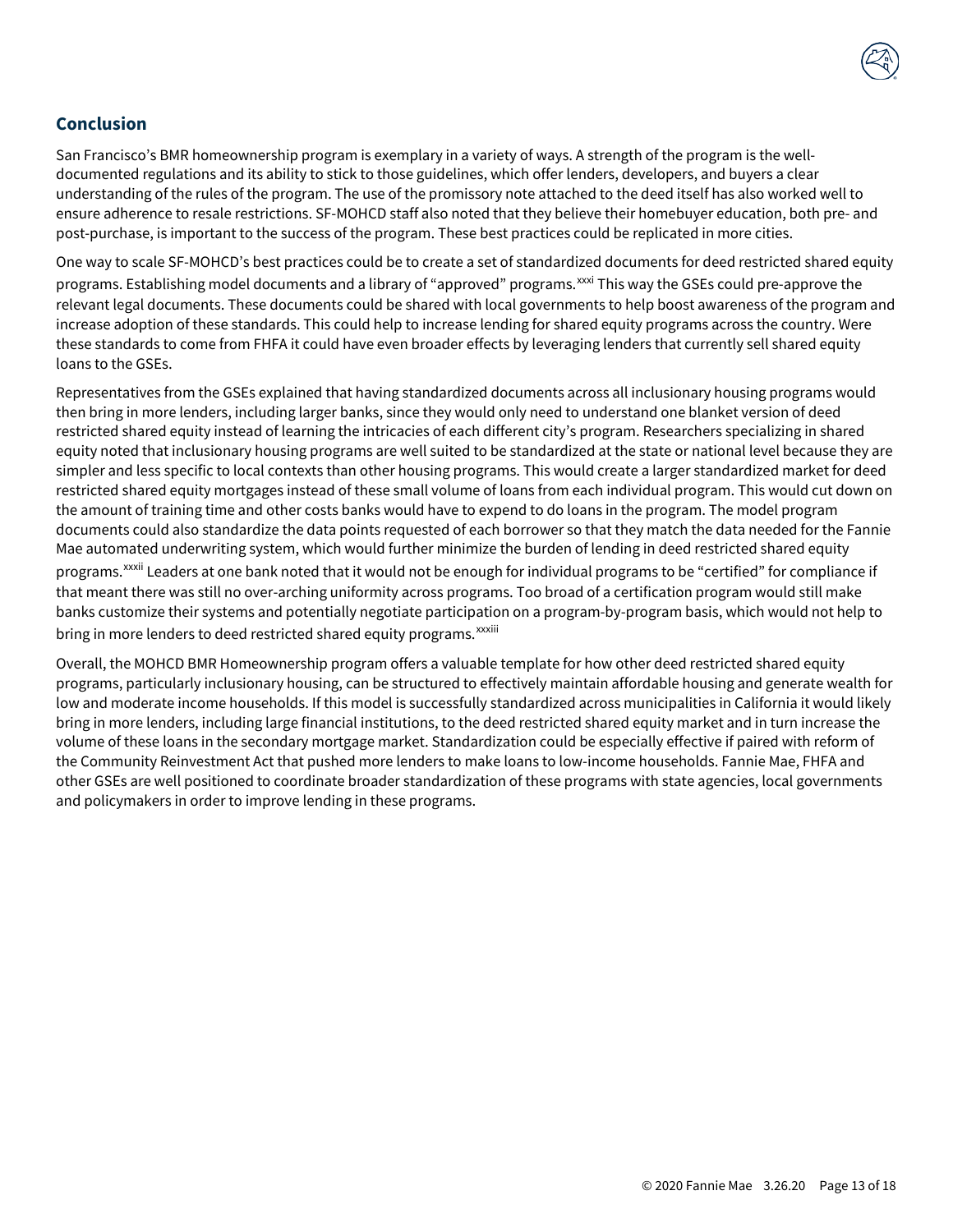## Conclusion

San Francisco's BMR homeownership program is exemplary in a variety of ways. A strength of the program is the well-documented regulations and its ability to stick to those guidelines, which offer lenders, developers, and buyers a clear understanding of the rules of the program. The use of the promissory note attached to the deed itself has also worked well to ensure adherence to resale restrictions. SF-MOHCD staff also noted that they believe their homebuyer education, both pre- and post-purchase, is important to the success of the program. These best practices could be replicated in more cities.

One way to scale SF-MOHCD's best practices could be to create a set of standardized documents for deed restricted shared equity programs. Establishing model documents and a library of "approved" programs.[xxxi] This way the GSEs could pre-approve the relevant legal documents. These documents could be shared with local governments to help boost awareness of the program and increase adoption of these standards. This could help to increase lending for shared equity programs across the country. Were these standards to come from FHFA it could have even broader effects by leveraging lenders that currently sell shared equity loans to the GSEs.

Representatives from the GSEs explained that having standardized documents across all inclusionary housing programs would then bring in more lenders, including larger banks, since they would only need to understand one blanket version of deed restricted shared equity instead of learning the intricacies of each different city's program. Researchers specializing in shared equity noted that inclusionary housing programs are well suited to be standardized at the state or national level because they are simpler and less specific to local contexts than other housing programs. This would create a larger standardized market for deed restricted shared equity mortgages instead of these small volume of loans from each individual program. This would cut down on the amount of training time and other costs banks would have to expend to do loans in the program. The model program documents could also standardize the data points requested of each borrower so that they match the data needed for the Fannie Mae automated underwriting system, which would further minimize the burden of lending in deed restricted shared equity programs.[xxxii] Leaders at one bank noted that it would not be enough for individual programs to be "certified" for compliance if that meant there was still no over-arching uniformity across programs. Too broad of a certification program would still make banks customize their systems and potentially negotiate participation on a program-by-program basis, which would not help to bring in more lenders to deed restricted shared equity programs.[xxxiii]

Overall, the MOHCD BMR Homeownership program offers a valuable template for how other deed restricted shared equity programs, particularly inclusionary housing, can be structured to effectively maintain affordable housing and generate wealth for low and moderate income households. If this model is successfully standardized across municipalities in California it would likely bring in more lenders, including large financial institutions, to the deed restricted shared equity market and in turn increase the volume of these loans in the secondary mortgage market. Standardization could be especially effective if paired with reform of the Community Reinvestment Act that pushed more lenders to make loans to low-income households. Fannie Mae, FHFA and other GSEs are well positioned to coordinate broader standardization of these programs with state agencies, local governments and policymakers in order to improve lending in these programs.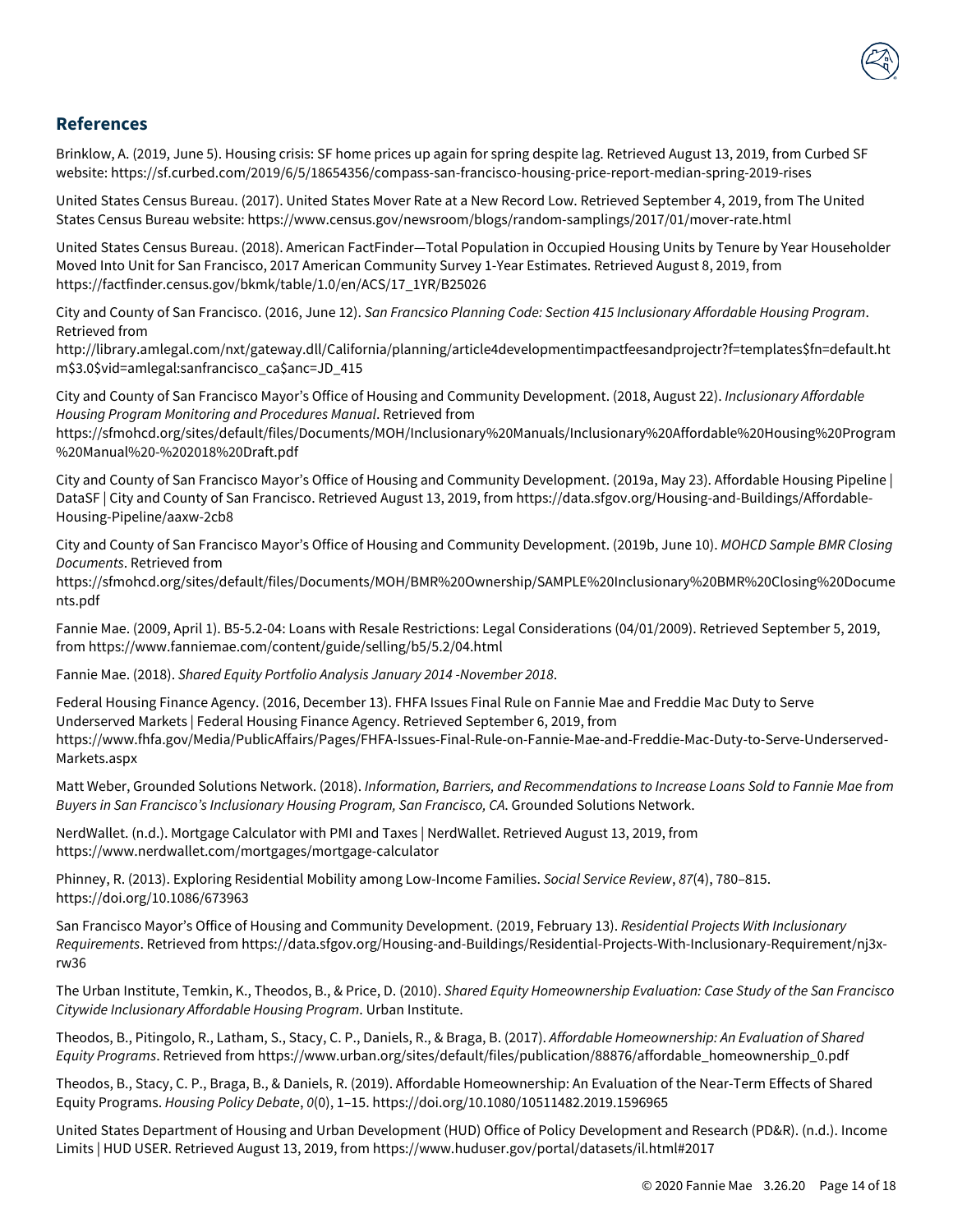## References

Brinklow, A. (2019, June 5). Housing crisis: SF home prices up again for spring despite lag. Retrieved August 13, 2019, from Curbed SF website: https://sf.curbed.com/2019/6/5/18654356/compass-san-francisco-housing-price-report-median-spring-2019-rises

United States Census Bureau. (2017). United States Mover Rate at a New Record Low. Retrieved September 4, 2019, from The United States Census Bureau website: https://www.census.gov/newsroom/blogs/random-samplings/2017/01/mover-rate.html

United States Census Bureau. (2018). American FactFinder—Total Population in Occupied Housing Units by Tenure by Year Householder Moved Into Unit for San Francisco, 2017 American Community Survey 1-Year Estimates. Retrieved August 8, 2019, from https://factfinder.census.gov/bkmk/table/1.0/en/ACS/17_1YR/B25026

City and County of San Francisco. (2016, June 12). *San Francsico Planning Code: Section 415 Inclusionary Affordable Housing Program*. Retrieved from http://library.amlegal.com/nxt/gateway.dll/California/planning/article4developmentimpactfeesandprojectr?f=templates$fn=default.htm$3.0$vid=amlegal:sanfrancisco_ca$anc=JD_415

City and County of San Francisco Mayor's Office of Housing and Community Development. (2018, August 22). *Inclusionary Affordable Housing Program Monitoring and Procedures Manual*. Retrieved from https://sfmohcd.org/sites/default/files/Documents/MOH/Inclusionary%20Manuals/Inclusionary%20Affordable%20Housing%20Program%20Manual%20-%202018%20Draft.pdf

City and County of San Francisco Mayor's Office of Housing and Community Development. (2019a, May 23). Affordable Housing Pipeline | DataSF | City and County of San Francisco. Retrieved August 13, 2019, from https://data.sfgov.org/Housing-and-Buildings/Affordable-Housing-Pipeline/aaxw-2cb8

City and County of San Francisco Mayor's Office of Housing and Community Development. (2019b, June 10). *MOHCD Sample BMR Closing Documents*. Retrieved from https://sfmohcd.org/sites/default/files/Documents/MOH/BMR%20Ownership/SAMPLE%20Inclusionary%20BMR%20Closing%20Documents.pdf

Fannie Mae. (2009, April 1). B5-5.2-04: Loans with Resale Restrictions: Legal Considerations (04/01/2009). Retrieved September 5, 2019, from https://www.fanniemae.com/content/guide/selling/b5/5.2/04.html

Fannie Mae. (2018). *Shared Equity Portfolio Analysis January 2014 -November 2018*.

Federal Housing Finance Agency. (2016, December 13). FHFA Issues Final Rule on Fannie Mae and Freddie Mac Duty to Serve Underserved Markets | Federal Housing Finance Agency. Retrieved September 6, 2019, from https://www.fhfa.gov/Media/PublicAffairs/Pages/FHFA-Issues-Final-Rule-on-Fannie-Mae-and-Freddie-Mac-Duty-to-Serve-Underserved-Markets.aspx

Matt Weber, Grounded Solutions Network. (2018). *Information, Barriers, and Recommendations to Increase Loans Sold to Fannie Mae from Buyers in San Francisco's Inclusionary Housing Program, San Francisco, CA.* Grounded Solutions Network.

NerdWallet. (n.d.). Mortgage Calculator with PMI and Taxes | NerdWallet. Retrieved August 13, 2019, from https://www.nerdwallet.com/mortgages/mortgage-calculator

Phinney, R. (2013). Exploring Residential Mobility among Low-Income Families. *Social Service Review*, *87*(4), 780–815. https://doi.org/10.1086/673963

San Francisco Mayor's Office of Housing and Community Development. (2019, February 13). *Residential Projects With Inclusionary Requirements*. Retrieved from https://data.sfgov.org/Housing-and-Buildings/Residential-Projects-With-Inclusionary-Requirement/nj3x-rw36

The Urban Institute, Temkin, K., Theodos, B., & Price, D. (2010). *Shared Equity Homeownership Evaluation: Case Study of the San Francisco Citywide Inclusionary Affordable Housing Program*. Urban Institute.

Theodos, B., Pitingolo, R., Latham, S., Stacy, C. P., Daniels, R., & Braga, B. (2017). *Affordable Homeownership: An Evaluation of Shared Equity Programs*. Retrieved from https://www.urban.org/sites/default/files/publication/88876/affordable_homeownership_0.pdf

Theodos, B., Stacy, C. P., Braga, B., & Daniels, R. (2019). Affordable Homeownership: An Evaluation of the Near-Term Effects of Shared Equity Programs. *Housing Policy Debate*, *0*(0), 1–15. https://doi.org/10.1080/10511482.2019.1596965

United States Department of Housing and Urban Development (HUD) Office of Policy Development and Research (PD&R). (n.d.). Income Limits | HUD USER. Retrieved August 13, 2019, from https://www.huduser.gov/portal/datasets/il.html#2017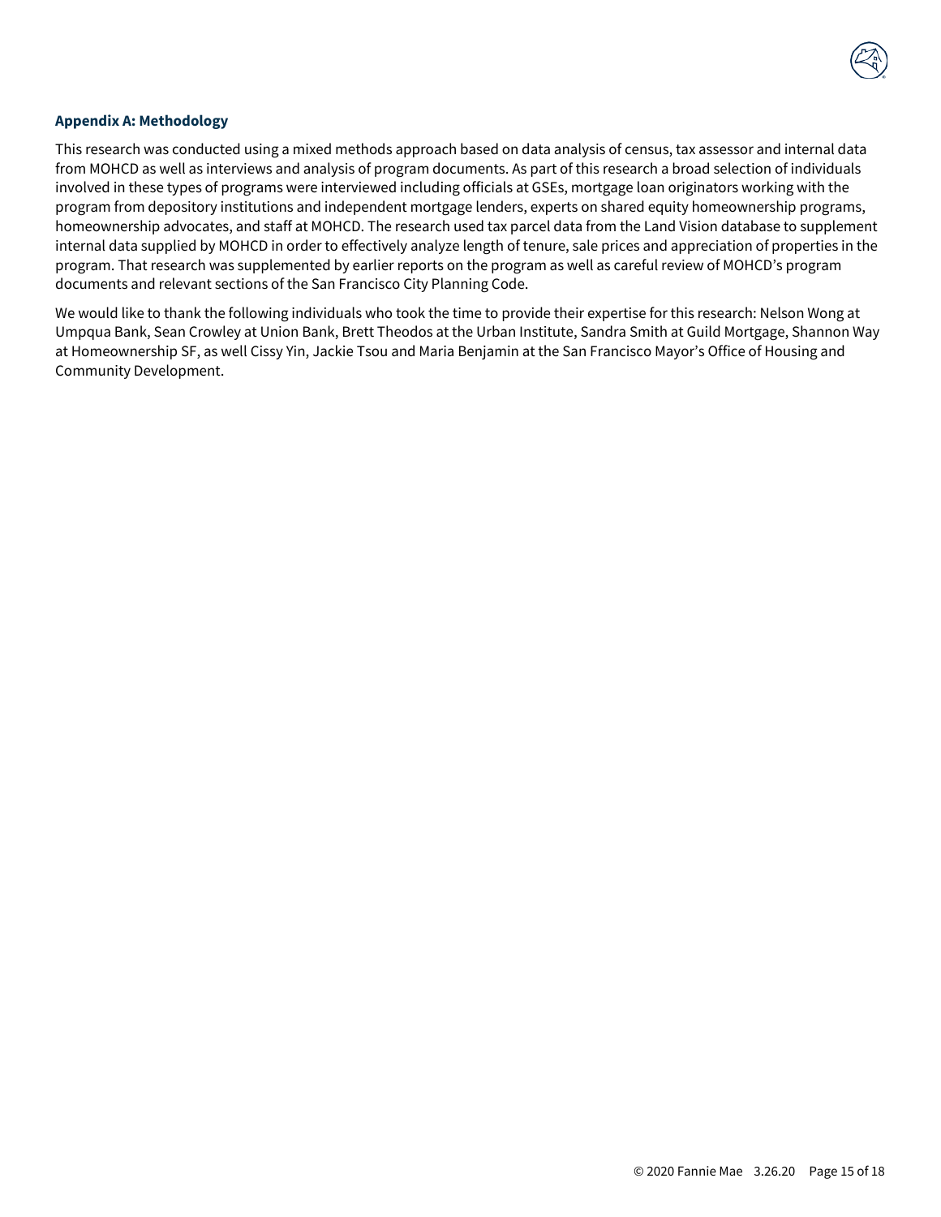### Appendix A: Methodology

This research was conducted using a mixed methods approach based on data analysis of census, tax assessor and internal data from MOHCD as well as interviews and analysis of program documents. As part of this research a broad selection of individuals involved in these types of programs were interviewed including officials at GSEs, mortgage loan originators working with the program from depository institutions and independent mortgage lenders, experts on shared equity homeownership programs, homeownership advocates, and staff at MOHCD. The research used tax parcel data from the Land Vision database to supplement internal data supplied by MOHCD in order to effectively analyze length of tenure, sale prices and appreciation of properties in the program. That research was supplemented by earlier reports on the program as well as careful review of MOHCD's program documents and relevant sections of the San Francisco City Planning Code.

We would like to thank the following individuals who took the time to provide their expertise for this research: Nelson Wong at Umpqua Bank, Sean Crowley at Union Bank, Brett Theodos at the Urban Institute, Sandra Smith at Guild Mortgage, Shannon Way at Homeownership SF, as well Cissy Yin, Jackie Tsou and Maria Benjamin at the San Francisco Mayor's Office of Housing and Community Development.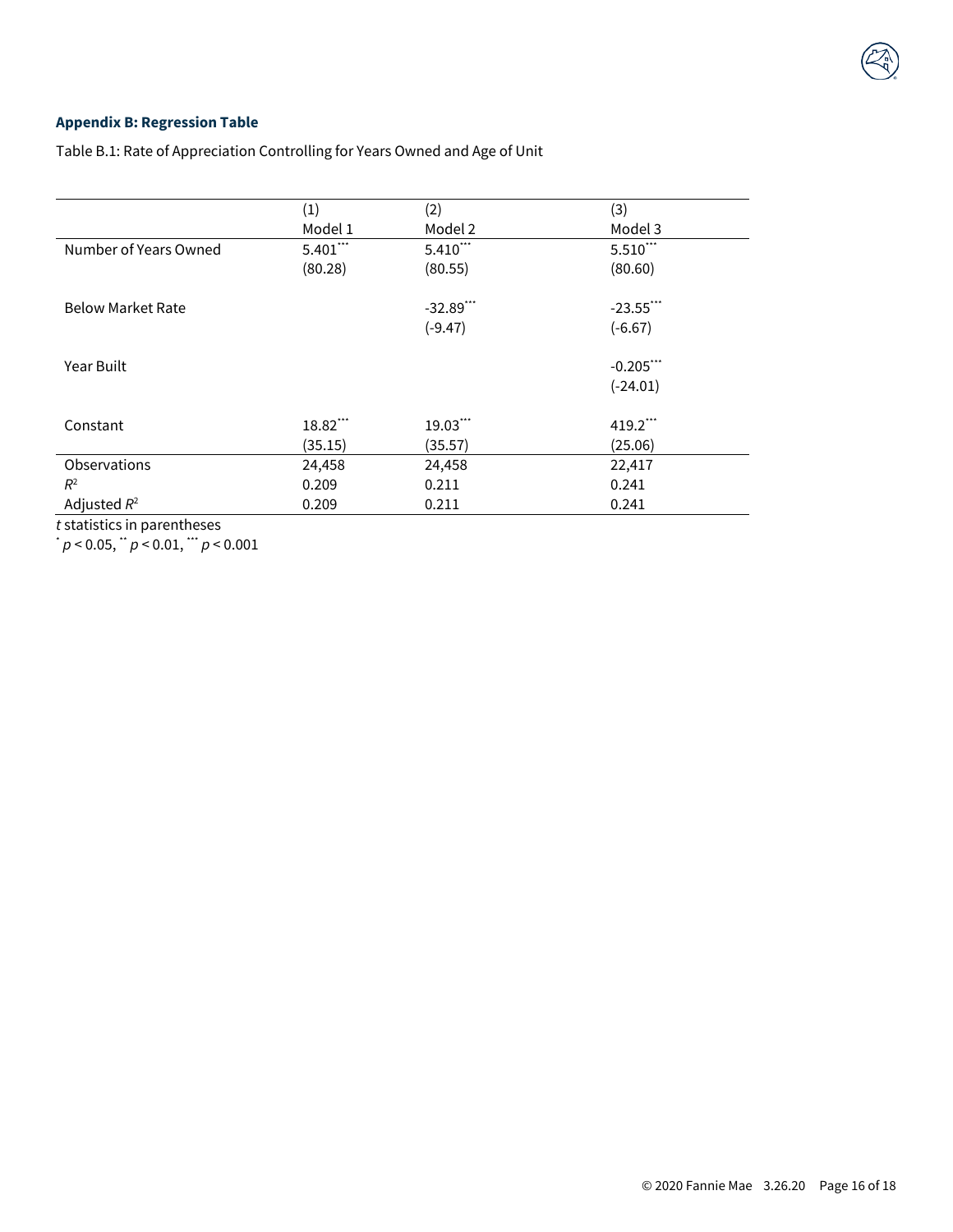## Appendix B: Regression Table

Table B.1: Rate of Appreciation Controlling for Years Owned and Age of Unit

| | (1) Model 1 | (2) Model 2 | (3) Model 3 |
|---|---|---|---|
| Number of Years Owned | 5.401*** | 5.410*** | 5.510*** |
| | (80.28) | (80.55) | (80.60) |
| Below Market Rate | | -32.89*** | -23.55*** |
| | | (-9.47) | (-6.67) |
| Year Built | | | -0.205*** |
| | | | (-24.01) |
| Constant | 18.82*** | 19.03*** | 419.2*** |
| | (35.15) | (35.57) | (25.06) |
| Observations | 24,458 | 24,458 | 22,417 |
| $R^2$ | 0.209 | 0.211 | 0.241 |
| Adjusted $R^2$ | 0.209 | 0.211 | 0.241 |

*t* statistics in parentheses

* $p < 0.05$, ** $p < 0.01$, *** $p < 0.001$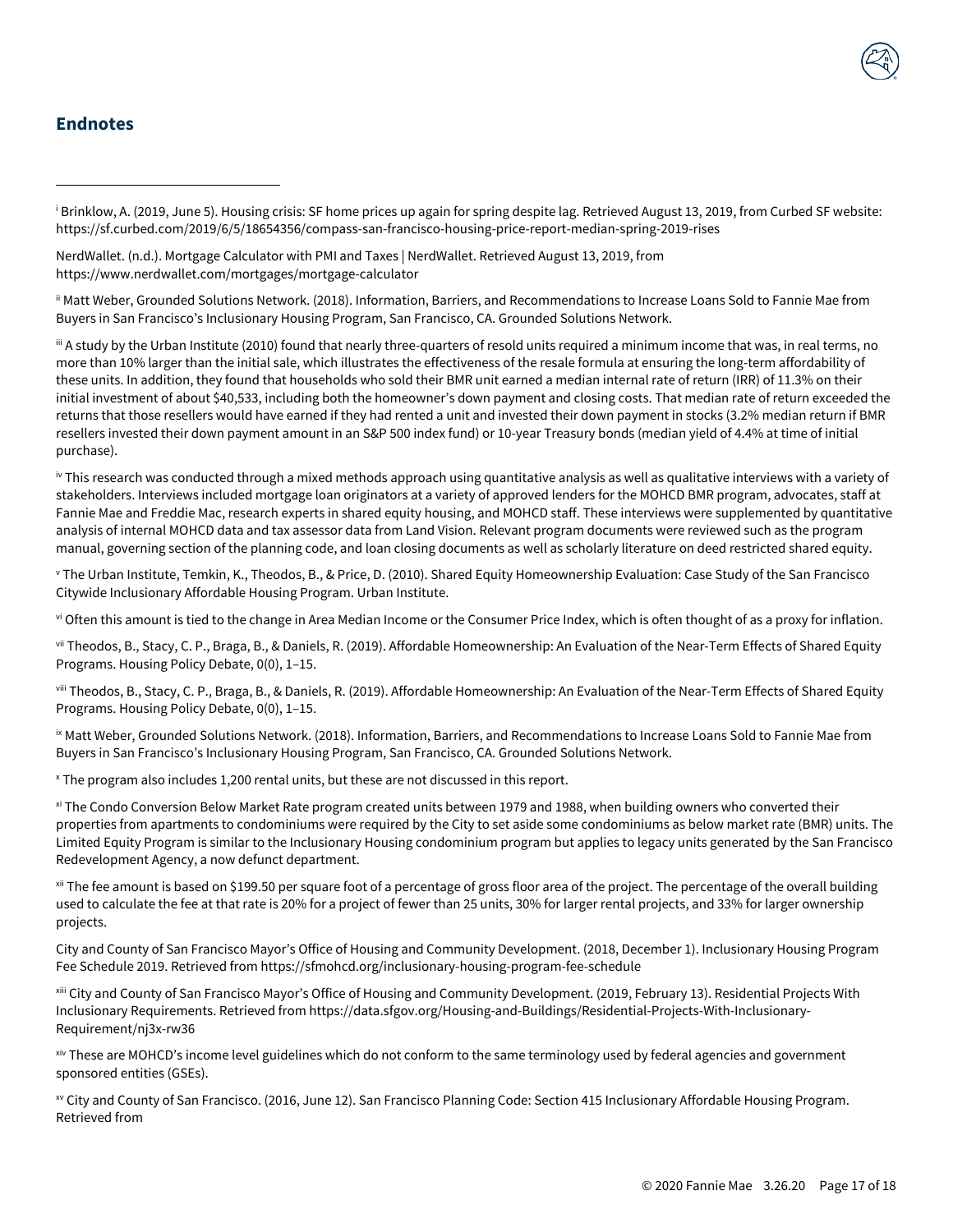## Endnotes

---

[i] Brinklow, A. (2019, June 5). Housing crisis: SF home prices up again for spring despite lag. Retrieved August 13, 2019, from Curbed SF website: https://sf.curbed.com/2019/6/5/18654356/compass-san-francisco-housing-price-report-median-spring-2019-rises

NerdWallet. (n.d.). Mortgage Calculator with PMI and Taxes | NerdWallet. Retrieved August 13, 2019, from https://www.nerdwallet.com/mortgages/mortgage-calculator

[ii] Matt Weber, Grounded Solutions Network. (2018). Information, Barriers, and Recommendations to Increase Loans Sold to Fannie Mae from Buyers in San Francisco's Inclusionary Housing Program, San Francisco, CA. Grounded Solutions Network.

[iii] A study by the Urban Institute (2010) found that nearly three-quarters of resold units required a minimum income that was, in real terms, no more than 10% larger than the initial sale, which illustrates the effectiveness of the resale formula at ensuring the long-term affordability of these units. In addition, they found that households who sold their BMR unit earned a median internal rate of return (IRR) of 11.3% on their initial investment of about $40,533, including both the homeowner's down payment and closing costs. That median rate of return exceeded the returns that those resellers would have earned if they had rented a unit and invested their down payment in stocks (3.2% median return if BMR resellers invested their down payment amount in an S&P 500 index fund) or 10-year Treasury bonds (median yield of 4.4% at time of initial purchase).

[iv] This research was conducted through a mixed methods approach using quantitative analysis as well as qualitative interviews with a variety of stakeholders. Interviews included mortgage loan originators at a variety of approved lenders for the MOHCD BMR program, advocates, staff at Fannie Mae and Freddie Mac, research experts in shared equity housing, and MOHCD staff. These interviews were supplemented by quantitative analysis of internal MOHCD data and tax assessor data from Land Vision. Relevant program documents were reviewed such as the program manual, governing section of the planning code, and loan closing documents as well as scholarly literature on deed restricted shared equity.

[v] The Urban Institute, Temkin, K., Theodos, B., & Price, D. (2010). Shared Equity Homeownership Evaluation: Case Study of the San Francisco Citywide Inclusionary Affordable Housing Program. Urban Institute.

[vi] Often this amount is tied to the change in Area Median Income or the Consumer Price Index, which is often thought of as a proxy for inflation.

[vii] Theodos, B., Stacy, C. P., Braga, B., & Daniels, R. (2019). Affordable Homeownership: An Evaluation of the Near-Term Effects of Shared Equity Programs. Housing Policy Debate, 0(0), 1–15.

[viii] Theodos, B., Stacy, C. P., Braga, B., & Daniels, R. (2019). Affordable Homeownership: An Evaluation of the Near-Term Effects of Shared Equity Programs. Housing Policy Debate, 0(0), 1–15.

[ix] Matt Weber, Grounded Solutions Network. (2018). Information, Barriers, and Recommendations to Increase Loans Sold to Fannie Mae from Buyers in San Francisco's Inclusionary Housing Program, San Francisco, CA. Grounded Solutions Network.

[x] The program also includes 1,200 rental units, but these are not discussed in this report.

[xi] The Condo Conversion Below Market Rate program created units between 1979 and 1988, when building owners who converted their properties from apartments to condominiums were required by the City to set aside some condominiums as below market rate (BMR) units. The Limited Equity Program is similar to the Inclusionary Housing condominium program but applies to legacy units generated by the San Francisco Redevelopment Agency, a now defunct department.

[xii] The fee amount is based on $199.50 per square foot of a percentage of gross floor area of the project. The percentage of the overall building used to calculate the fee at that rate is 20% for a project of fewer than 25 units, 30% for larger rental projects, and 33% for larger ownership projects.

City and County of San Francisco Mayor's Office of Housing and Community Development. (2018, December 1). Inclusionary Housing Program Fee Schedule 2019. Retrieved from https://sfmohcd.org/inclusionary-housing-program-fee-schedule

[xiii] City and County of San Francisco Mayor's Office of Housing and Community Development. (2019, February 13). Residential Projects With Inclusionary Requirements. Retrieved from https://data.sfgov.org/Housing-and-Buildings/Residential-Projects-With-Inclusionary-Requirement/nj3x-rw36

[xiv] These are MOHCD's income level guidelines which do not conform to the same terminology used by federal agencies and government sponsored entities (GSEs).

[xv] City and County of San Francisco. (2016, June 12). San Francisco Planning Code: Section 415 Inclusionary Affordable Housing Program. Retrieved from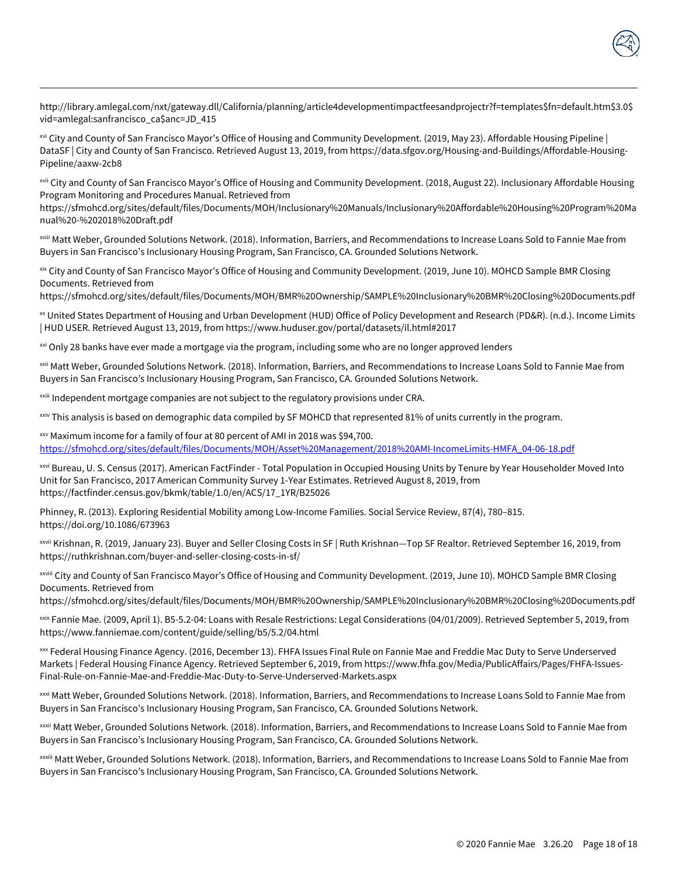http://library.amlegal.com/nxt/gateway.dll/California/planning/article4developmentimpactfeesandprojectr?f=templates$fn=default.htm$3.0$vid=amlegal:sanfrancisco_ca$anc=JD_415

[xvi] City and County of San Francisco Mayor's Office of Housing and Community Development. (2019, May 23). Affordable Housing Pipeline | DataSF | City and County of San Francisco. Retrieved August 13, 2019, from https://data.sfgov.org/Housing-and-Buildings/Affordable-Housing-Pipeline/aaxw-2cb8

[xvii] City and County of San Francisco Mayor's Office of Housing and Community Development. (2018, August 22). Inclusionary Affordable Housing Program Monitoring and Procedures Manual. Retrieved from https://sfmohcd.org/sites/default/files/Documents/MOH/Inclusionary%20Manuals/Inclusionary%20Affordable%20Housing%20Program%20Manual%20-%202018%20Draft.pdf

[xviii] Matt Weber, Grounded Solutions Network. (2018). Information, Barriers, and Recommendations to Increase Loans Sold to Fannie Mae from Buyers in San Francisco's Inclusionary Housing Program, San Francisco, CA. Grounded Solutions Network.

[xix] City and County of San Francisco Mayor's Office of Housing and Community Development. (2019, June 10). MOHCD Sample BMR Closing Documents. Retrieved from https://sfmohcd.org/sites/default/files/Documents/MOH/BMR%20Ownership/SAMPLE%20Inclusionary%20BMR%20Closing%20Documents.pdf

[xx] United States Department of Housing and Urban Development (HUD) Office of Policy Development and Research (PD&R). (n.d.). Income Limits | HUD USER. Retrieved August 13, 2019, from https://www.huduser.gov/portal/datasets/il.html#2017

[xxi] Only 28 banks have ever made a mortgage via the program, including some who are no longer approved lenders

[xxii] Matt Weber, Grounded Solutions Network. (2018). Information, Barriers, and Recommendations to Increase Loans Sold to Fannie Mae from Buyers in San Francisco's Inclusionary Housing Program, San Francisco, CA. Grounded Solutions Network.

[xxiii] Independent mortgage companies are not subject to the regulatory provisions under CRA.

[xxiv] This analysis is based on demographic data compiled by SF MOHCD that represented 81% of units currently in the program.

[xxv] Maximum income for a family of four at 80 percent of AMI in 2018 was $94,700. https://sfmohcd.org/sites/default/files/Documents/MOH/Asset%20Management/2018%20AMI-IncomeLimits-HMFA_04-06-18.pdf

[xxvi] Bureau, U. S. Census (2017). American FactFinder - Total Population in Occupied Housing Units by Tenure by Year Householder Moved Into Unit for San Francisco, 2017 American Community Survey 1-Year Estimates. Retrieved August 8, 2019, from https://factfinder.census.gov/bkmk/table/1.0/en/ACS/17_1YR/B25026

Phinney, R. (2013). Exploring Residential Mobility among Low-Income Families. Social Service Review, 87(4), 780–815. https://doi.org/10.1086/673963

[xxvii] Krishnan, R. (2019, January 23). Buyer and Seller Closing Costs in SF | Ruth Krishnan—Top SF Realtor. Retrieved September 16, 2019, from https://ruthkrishnan.com/buyer-and-seller-closing-costs-in-sf/

[xxviii] City and County of San Francisco Mayor's Office of Housing and Community Development. (2019, June 10). MOHCD Sample BMR Closing Documents. Retrieved from https://sfmohcd.org/sites/default/files/Documents/MOH/BMR%20Ownership/SAMPLE%20Inclusionary%20BMR%20Closing%20Documents.pdf

[xxix] Fannie Mae. (2009, April 1). B5-5.2-04: Loans with Resale Restrictions: Legal Considerations (04/01/2009). Retrieved September 5, 2019, from https://www.fanniemae.com/content/guide/selling/b5/5.2/04.html

[xxx] Federal Housing Finance Agency. (2016, December 13). FHFA Issues Final Rule on Fannie Mae and Freddie Mac Duty to Serve Underserved Markets | Federal Housing Finance Agency. Retrieved September 6, 2019, from https://www.fhfa.gov/Media/PublicAffairs/Pages/FHFA-Issues-Final-Rule-on-Fannie-Mae-and-Freddie-Mac-Duty-to-Serve-Underserved-Markets.aspx

[xxxi] Matt Weber, Grounded Solutions Network. (2018). Information, Barriers, and Recommendations to Increase Loans Sold to Fannie Mae from Buyers in San Francisco's Inclusionary Housing Program, San Francisco, CA. Grounded Solutions Network.

[xxxii] Matt Weber, Grounded Solutions Network. (2018). Information, Barriers, and Recommendations to Increase Loans Sold to Fannie Mae from Buyers in San Francisco's Inclusionary Housing Program, San Francisco, CA. Grounded Solutions Network.

[xxxiii] Matt Weber, Grounded Solutions Network. (2018). Information, Barriers, and Recommendations to Increase Loans Sold to Fannie Mae from Buyers in San Francisco's Inclusionary Housing Program, San Francisco, CA. Grounded Solutions Network.